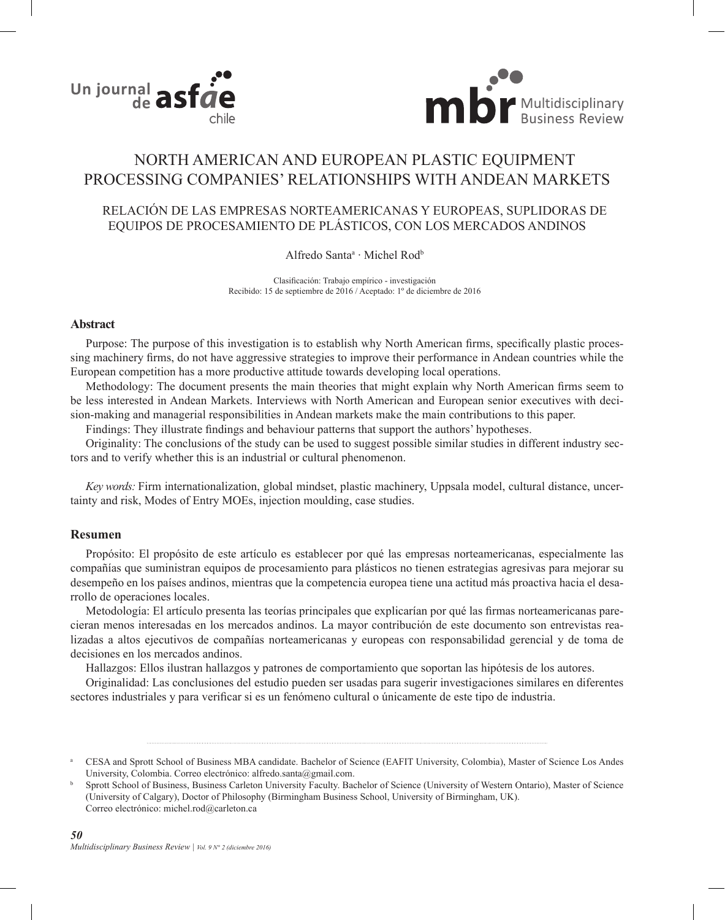# NORTH AMERICAN AND EUROPEAN PLASTIC EQUIPMENT PROCESSING COMPANIES' RELATIONSHIPS WITH ANDEAN MARKETS

## RELACIÓN DE LAS EMPRESAS NORTEAMERICANAS Y EUROPEAS, SUPLIDORAS DE EQUIPOS DE PROCESAMIENTO DE PLÁSTICOS, CON LOS MERCADOS ANDINOS

Alfredo Santa[a] · Michel Rod[b]

Clasificación: Trabajo empírico - investigación
Recibido: 15 de septiembre de 2016 / Aceptado: 1º de diciembre de 2016

### Abstract

Purpose: The purpose of this investigation is to establish why North American firms, specifically plastic processing machinery firms, do not have aggressive strategies to improve their performance in Andean countries while the European competition has a more productive attitude towards developing local operations.

Methodology: The document presents the main theories that might explain why North American firms seem to be less interested in Andean Markets. Interviews with North American and European senior executives with decision-making and managerial responsibilities in Andean markets make the main contributions to this paper.

Findings: They illustrate findings and behaviour patterns that support the authors' hypotheses.

Originality: The conclusions of the study can be used to suggest possible similar studies in different industry sectors and to verify whether this is an industrial or cultural phenomenon.

*Key words:* Firm internationalization, global mindset, plastic machinery, Uppsala model, cultural distance, uncertainty and risk, Modes of Entry MOEs, injection moulding, case studies.

### Resumen

Propósito: El propósito de este artículo es establecer por qué las empresas norteamericanas, especialmente las compañías que suministran equipos de procesamiento para plásticos no tienen estrategias agresivas para mejorar su desempeño en los países andinos, mientras que la competencia europea tiene una actitud más proactiva hacia el desarrollo de operaciones locales.

Metodología: El artículo presenta las teorías principales que explicarían por qué las firmas norteamericanas parecieran menos interesadas en los mercados andinos. La mayor contribución de este documento son entrevistas realizadas a altos ejecutivos de compañías norteamericanas y europeas con responsabilidad gerencial y de toma de decisiones en los mercados andinos.

Hallazgos: Ellos ilustran hallazgos y patrones de comportamiento que soportan las hipótesis de los autores.

Originalidad: Las conclusiones del estudio pueden ser usadas para sugerir investigaciones similares en diferentes sectores industriales y para verificar si es un fenómeno cultural o únicamente de este tipo de industria.

---

[a] CESA and Sprott School of Business MBA candidate. Bachelor of Science (EAFIT University, Colombia), Master of Science Los Andes University, Colombia. Correo electrónico: alfredo.santa@gmail.com.

[b] Sprott School of Business, Business Carleton University Faculty. Bachelor of Science (University of Western Ontario), Master of Science (University of Calgary), Doctor of Philosophy (Birmingham Business School, University of Birmingham, UK). Correo electrónico: michel.rod@carleton.ca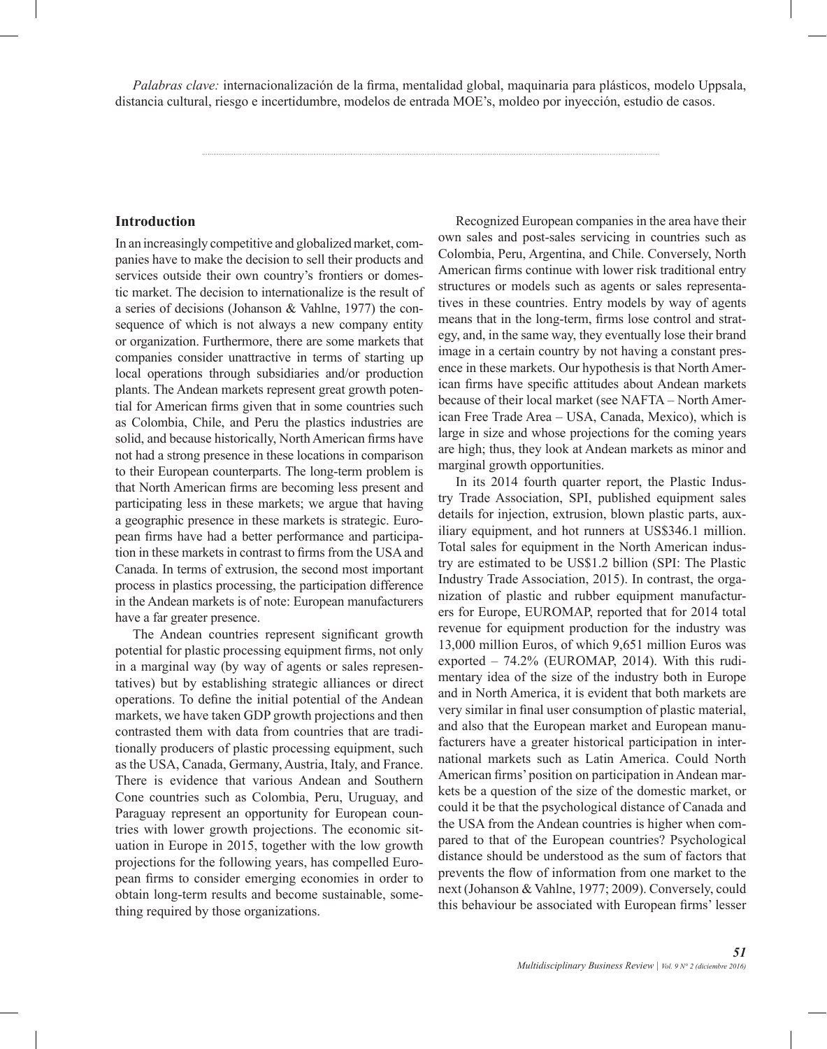*Palabras clave:* internacionalización de la firma, mentalidad global, maquinaria para plásticos, modelo Uppsala, distancia cultural, riesgo e incertidumbre, modelos de entrada MOE's, moldeo por inyección, estudio de casos.

## Introduction

In an increasingly competitive and globalized market, companies have to make the decision to sell their products and services outside their own country's frontiers or domestic market. The decision to internationalize is the result of a series of decisions (Johanson & Vahlne, 1977) the consequence of which is not always a new company entity or organization. Furthermore, there are some markets that companies consider unattractive in terms of starting up local operations through subsidiaries and/or production plants. The Andean markets represent great growth potential for American firms given that in some countries such as Colombia, Chile, and Peru the plastics industries are solid, and because historically, North American firms have not had a strong presence in these locations in comparison to their European counterparts. The long-term problem is that North American firms are becoming less present and participating less in these markets; we argue that having a geographic presence in these markets is strategic. European firms have had a better performance and participation in these markets in contrast to firms from the USA and Canada. In terms of extrusion, the second most important process in plastics processing, the participation difference in the Andean markets is of note: European manufacturers have a far greater presence.

The Andean countries represent significant growth potential for plastic processing equipment firms, not only in a marginal way (by way of agents or sales representatives) but by establishing strategic alliances or direct operations. To define the initial potential of the Andean markets, we have taken GDP growth projections and then contrasted them with data from countries that are traditionally producers of plastic processing equipment, such as the USA, Canada, Germany, Austria, Italy, and France. There is evidence that various Andean and Southern Cone countries such as Colombia, Peru, Uruguay, and Paraguay represent an opportunity for European countries with lower growth projections. The economic situation in Europe in 2015, together with the low growth projections for the following years, has compelled European firms to consider emerging economies in order to obtain long-term results and become sustainable, something required by those organizations.

Recognized European companies in the area have their own sales and post-sales servicing in countries such as Colombia, Peru, Argentina, and Chile. Conversely, North American firms continue with lower risk traditional entry structures or models such as agents or sales representatives in these countries. Entry models by way of agents means that in the long-term, firms lose control and strategy, and, in the same way, they eventually lose their brand image in a certain country by not having a constant presence in these markets. Our hypothesis is that North American firms have specific attitudes about Andean markets because of their local market (see NAFTA – North American Free Trade Area – USA, Canada, Mexico), which is large in size and whose projections for the coming years are high; thus, they look at Andean markets as minor and marginal growth opportunities.

In its 2014 fourth quarter report, the Plastic Industry Trade Association, SPI, published equipment sales details for injection, extrusion, blown plastic parts, auxiliary equipment, and hot runners at US$346.1 million. Total sales for equipment in the North American industry are estimated to be US$1.2 billion (SPI: The Plastic Industry Trade Association, 2015). In contrast, the organization of plastic and rubber equipment manufacturers for Europe, EUROMAP, reported that for 2014 total revenue for equipment production for the industry was 13,000 million Euros, of which 9,651 million Euros was exported – 74.2% (EUROMAP, 2014). With this rudimentary idea of the size of the industry both in Europe and in North America, it is evident that both markets are very similar in final user consumption of plastic material, and also that the European market and European manufacturers have a greater historical participation in international markets such as Latin America. Could North American firms' position on participation in Andean markets be a question of the size of the domestic market, or could it be that the psychological distance of Canada and the USA from the Andean countries is higher when compared to that of the European countries? Psychological distance should be understood as the sum of factors that prevents the flow of information from one market to the next (Johanson & Vahlne, 1977; 2009). Conversely, could this behaviour be associated with European firms' lesser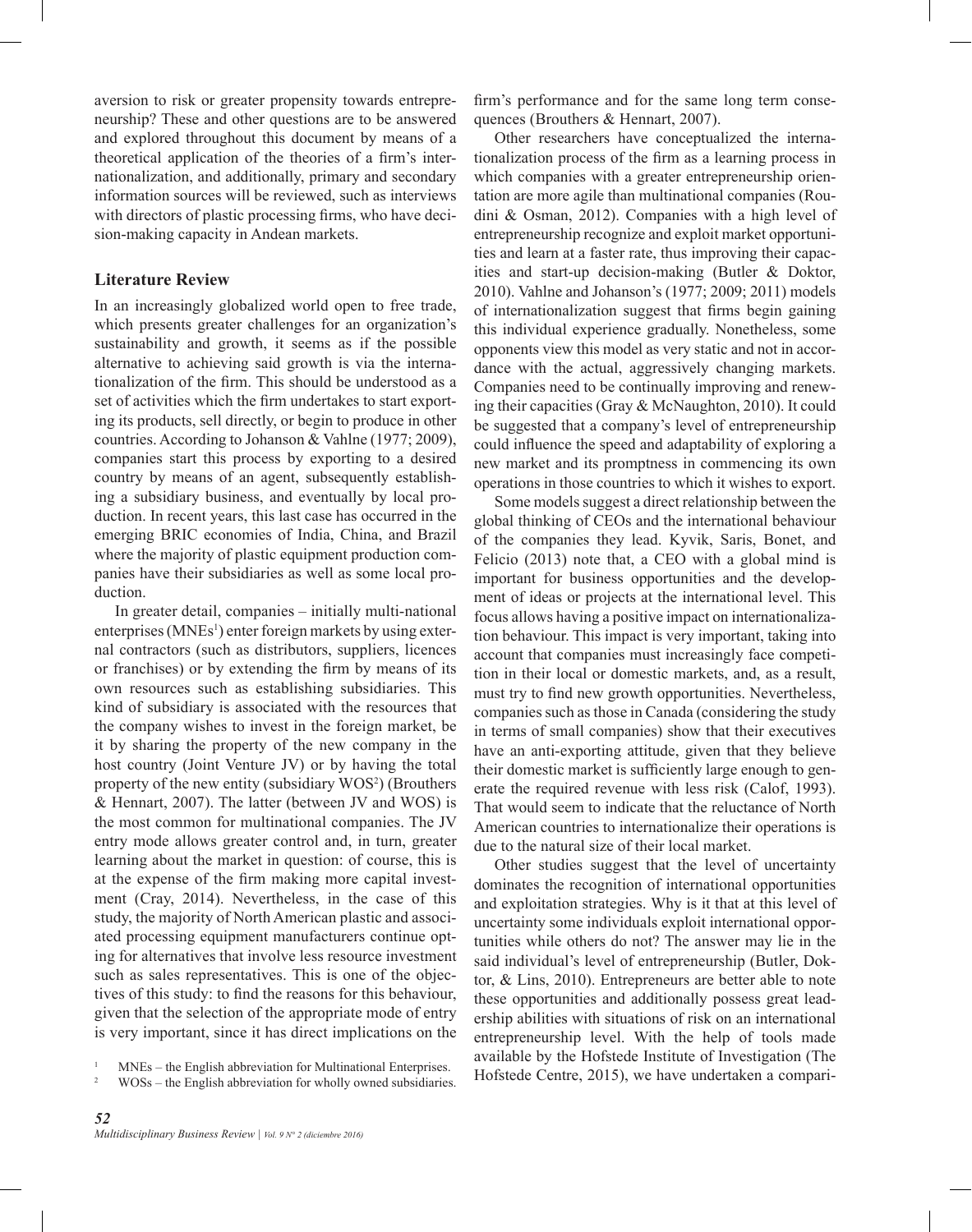aversion to risk or greater propensity towards entrepreneurship? These and other questions are to be answered and explored throughout this document by means of a theoretical application of the theories of a firm's internationalization, and additionally, primary and secondary information sources will be reviewed, such as interviews with directors of plastic processing firms, who have decision-making capacity in Andean markets.

## Literature Review

In an increasingly globalized world open to free trade, which presents greater challenges for an organization's sustainability and growth, it seems as if the possible alternative to achieving said growth is via the internationalization of the firm. This should be understood as a set of activities which the firm undertakes to start exporting its products, sell directly, or begin to produce in other countries. According to Johanson & Vahlne (1977; 2009), companies start this process by exporting to a desired country by means of an agent, subsequently establishing a subsidiary business, and eventually by local production. In recent years, this last case has occurred in the emerging BRIC economies of India, China, and Brazil where the majority of plastic equipment production companies have their subsidiaries as well as some local production.

In greater detail, companies – initially multi-national enterprises (MNEs[1]) enter foreign markets by using external contractors (such as distributors, suppliers, licences or franchises) or by extending the firm by means of its own resources such as establishing subsidiaries. This kind of subsidiary is associated with the resources that the company wishes to invest in the foreign market, be it by sharing the property of the new company in the host country (Joint Venture JV) or by having the total property of the new entity (subsidiary WOS[2]) (Brouthers & Hennart, 2007). The latter (between JV and WOS) is the most common for multinational companies. The JV entry mode allows greater control and, in turn, greater learning about the market in question: of course, this is at the expense of the firm making more capital investment (Cray, 2014). Nevertheless, in the case of this study, the majority of North American plastic and associated processing equipment manufacturers continue opting for alternatives that involve less resource investment such as sales representatives. This is one of the objectives of this study: to find the reasons for this behaviour, given that the selection of the appropriate mode of entry is very important, since it has direct implications on the firm's performance and for the same long term consequences (Brouthers & Hennart, 2007).

Other researchers have conceptualized the internationalization process of the firm as a learning process in which companies with a greater entrepreneurship orientation are more agile than multinational companies (Roudini & Osman, 2012). Companies with a high level of entrepreneurship recognize and exploit market opportunities and learn at a faster rate, thus improving their capacities and start-up decision-making (Butler & Doktor, 2010). Vahlne and Johanson's (1977; 2009; 2011) models of internationalization suggest that firms begin gaining this individual experience gradually. Nonetheless, some opponents view this model as very static and not in accordance with the actual, aggressively changing markets. Companies need to be continually improving and renewing their capacities (Gray & McNaughton, 2010). It could be suggested that a company's level of entrepreneurship could influence the speed and adaptability of exploring a new market and its promptness in commencing its own operations in those countries to which it wishes to export.

Some models suggest a direct relationship between the global thinking of CEOs and the international behaviour of the companies they lead. Kyvik, Saris, Bonet, and Felicio (2013) note that, a CEO with a global mind is important for business opportunities and the development of ideas or projects at the international level. This focus allows having a positive impact on internationalization behaviour. This impact is very important, taking into account that companies must increasingly face competition in their local or domestic markets, and, as a result, must try to find new growth opportunities. Nevertheless, companies such as those in Canada (considering the study in terms of small companies) show that their executives have an anti-exporting attitude, given that they believe their domestic market is sufficiently large enough to generate the required revenue with less risk (Calof, 1993). That would seem to indicate that the reluctance of North American countries to internationalize their operations is due to the natural size of their local market.

Other studies suggest that the level of uncertainty dominates the recognition of international opportunities and exploitation strategies. Why is it that at this level of uncertainty some individuals exploit international opportunities while others do not? The answer may lie in the said individual's level of entrepreneurship (Butler, Doktor, & Lins, 2010). Entrepreneurs are better able to note these opportunities and additionally possess great leadership abilities with situations of risk on an international entrepreneurship level. With the help of tools made available by the Hofstede Institute of Investigation (The Hofstede Centre, 2015), we have undertaken a compari-

[1] MNEs – the English abbreviation for Multinational Enterprises.

[2] WOSs – the English abbreviation for wholly owned subsidiaries.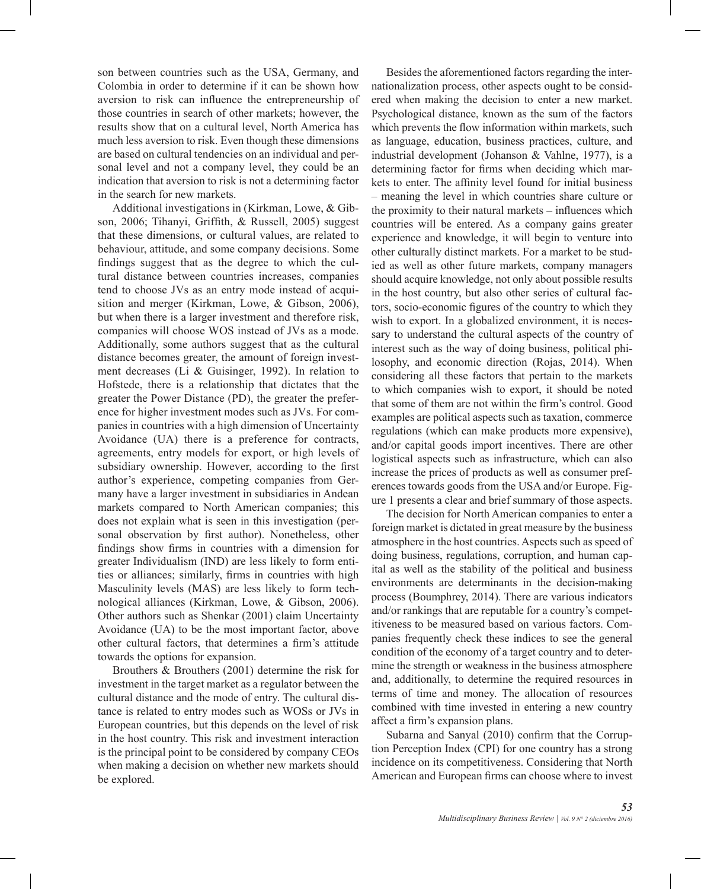son between countries such as the USA, Germany, and Colombia in order to determine if it can be shown how aversion to risk can influence the entrepreneurship of those countries in search of other markets; however, the results show that on a cultural level, North America has much less aversion to risk. Even though these dimensions are based on cultural tendencies on an individual and personal level and not a company level, they could be an indication that aversion to risk is not a determining factor in the search for new markets.

Additional investigations in (Kirkman, Lowe, & Gibson, 2006; Tihanyi, Griffith, & Russell, 2005) suggest that these dimensions, or cultural values, are related to behaviour, attitude, and some company decisions. Some findings suggest that as the degree to which the cultural distance between countries increases, companies tend to choose JVs as an entry mode instead of acquisition and merger (Kirkman, Lowe, & Gibson, 2006), but when there is a larger investment and therefore risk, companies will choose WOS instead of JVs as a mode. Additionally, some authors suggest that as the cultural distance becomes greater, the amount of foreign investment decreases (Li & Guisinger, 1992). In relation to Hofstede, there is a relationship that dictates that the greater the Power Distance (PD), the greater the preference for higher investment modes such as JVs. For companies in countries with a high dimension of Uncertainty Avoidance (UA) there is a preference for contracts, agreements, entry models for export, or high levels of subsidiary ownership. However, according to the first author's experience, competing companies from Germany have a larger investment in subsidiaries in Andean markets compared to North American companies; this does not explain what is seen in this investigation (personal observation by first author). Nonetheless, other findings show firms in countries with a dimension for greater Individualism (IND) are less likely to form entities or alliances; similarly, firms in countries with high Masculinity levels (MAS) are less likely to form technological alliances (Kirkman, Lowe, & Gibson, 2006). Other authors such as Shenkar (2001) claim Uncertainty Avoidance (UA) to be the most important factor, above other cultural factors, that determines a firm's attitude towards the options for expansion.

Brouthers & Brouthers (2001) determine the risk for investment in the target market as a regulator between the cultural distance and the mode of entry. The cultural distance is related to entry modes such as WOSs or JVs in European countries, but this depends on the level of risk in the host country. This risk and investment interaction is the principal point to be considered by company CEOs when making a decision on whether new markets should be explored.

Besides the aforementioned factors regarding the internationalization process, other aspects ought to be considered when making the decision to enter a new market. Psychological distance, known as the sum of the factors which prevents the flow information within markets, such as language, education, business practices, culture, and industrial development (Johanson & Vahlne, 1977), is a determining factor for firms when deciding which markets to enter. The affinity level found for initial business – meaning the level in which countries share culture or the proximity to their natural markets – influences which countries will be entered. As a company gains greater experience and knowledge, it will begin to venture into other culturally distinct markets. For a market to be studied as well as other future markets, company managers should acquire knowledge, not only about possible results in the host country, but also other series of cultural factors, socio-economic figures of the country to which they wish to export. In a globalized environment, it is necessary to understand the cultural aspects of the country of interest such as the way of doing business, political philosophy, and economic direction (Rojas, 2014). When considering all these factors that pertain to the markets to which companies wish to export, it should be noted that some of them are not within the firm's control. Good examples are political aspects such as taxation, commerce regulations (which can make products more expensive), and/or capital goods import incentives. There are other logistical aspects such as infrastructure, which can also increase the prices of products as well as consumer preferences towards goods from the USA and/or Europe. Figure 1 presents a clear and brief summary of those aspects.

The decision for North American companies to enter a foreign market is dictated in great measure by the business atmosphere in the host countries. Aspects such as speed of doing business, regulations, corruption, and human capital as well as the stability of the political and business environments are determinants in the decision-making process (Boumphrey, 2014). There are various indicators and/or rankings that are reputable for a country's competitiveness to be measured based on various factors. Companies frequently check these indices to see the general condition of the economy of a target country and to determine the strength or weakness in the business atmosphere and, additionally, to determine the required resources in terms of time and money. The allocation of resources combined with time invested in entering a new country affect a firm's expansion plans.

Subarna and Sanyal (2010) confirm that the Corruption Perception Index (CPI) for one country has a strong incidence on its competitiveness. Considering that North American and European firms can choose where to invest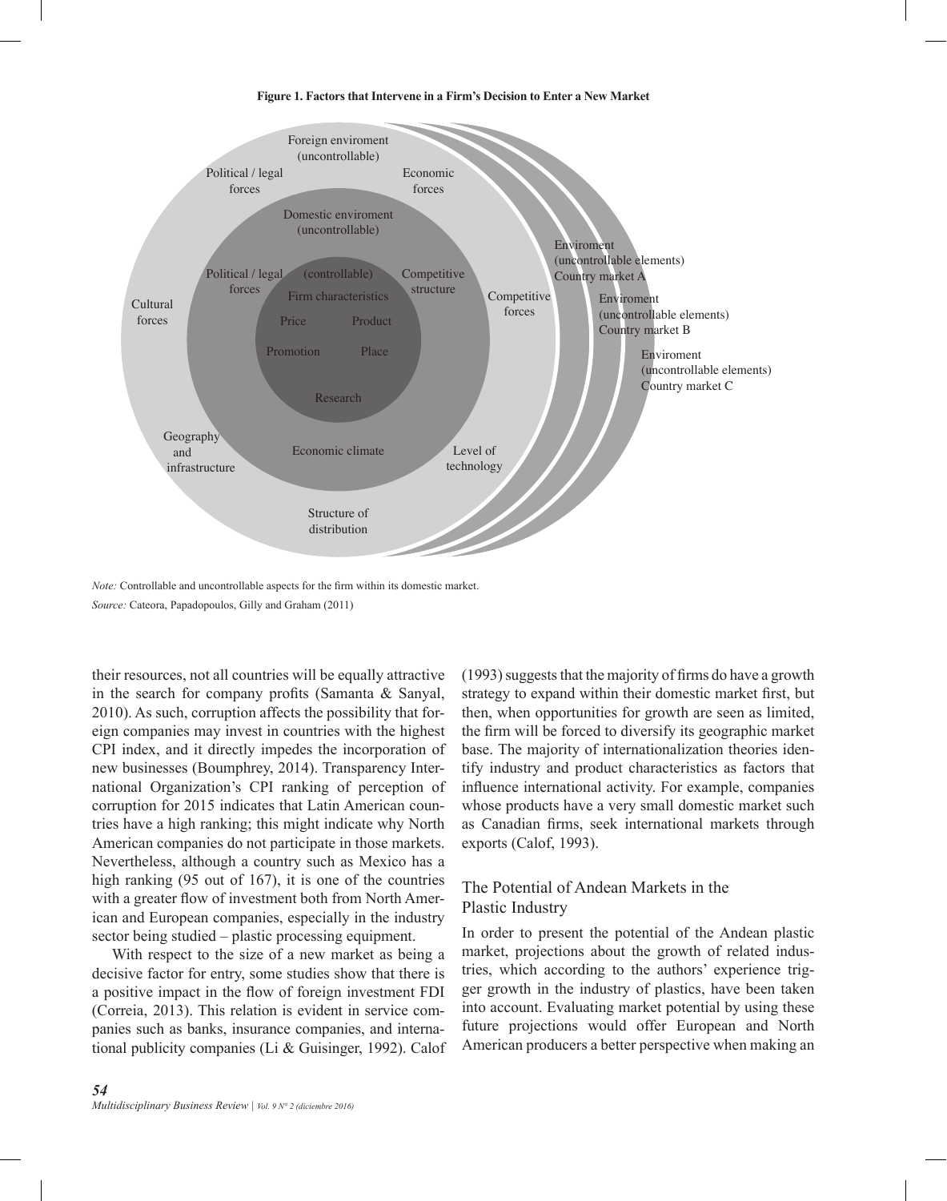**Figure 1. Factors that Intervene in a Firm's Decision to Enter a New Market**

*Note:* Controllable and uncontrollable aspects for the firm within its domestic market.

*Source:* Cateora, Papadopoulos, Gilly and Graham (2011)

their resources, not all countries will be equally attractive in the search for company profits (Samanta & Sanyal, 2010). As such, corruption affects the possibility that foreign companies may invest in countries with the highest CPI index, and it directly impedes the incorporation of new businesses (Boumphrey, 2014). Transparency International Organization's CPI ranking of perception of corruption for 2015 indicates that Latin American countries have a high ranking; this might indicate why North American companies do not participate in those markets. Nevertheless, although a country such as Mexico has a high ranking (95 out of 167), it is one of the countries with a greater flow of investment both from North American and European companies, especially in the industry sector being studied – plastic processing equipment.

With respect to the size of a new market as being a decisive factor for entry, some studies show that there is a positive impact in the flow of foreign investment FDI (Correia, 2013). This relation is evident in service companies such as banks, insurance companies, and international publicity companies (Li & Guisinger, 1992). Calof (1993) suggests that the majority of firms do have a growth strategy to expand within their domestic market first, but then, when opportunities for growth are seen as limited, the firm will be forced to diversify its geographic market base. The majority of internationalization theories identify industry and product characteristics as factors that influence international activity. For example, companies whose products have a very small domestic market such as Canadian firms, seek international markets through exports (Calof, 1993).

## The Potential of Andean Markets in the Plastic Industry

In order to present the potential of the Andean plastic market, projections about the growth of related industries, which according to the authors' experience trigger growth in the industry of plastics, have been taken into account. Evaluating market potential by using these future projections would offer European and North American producers a better perspective when making an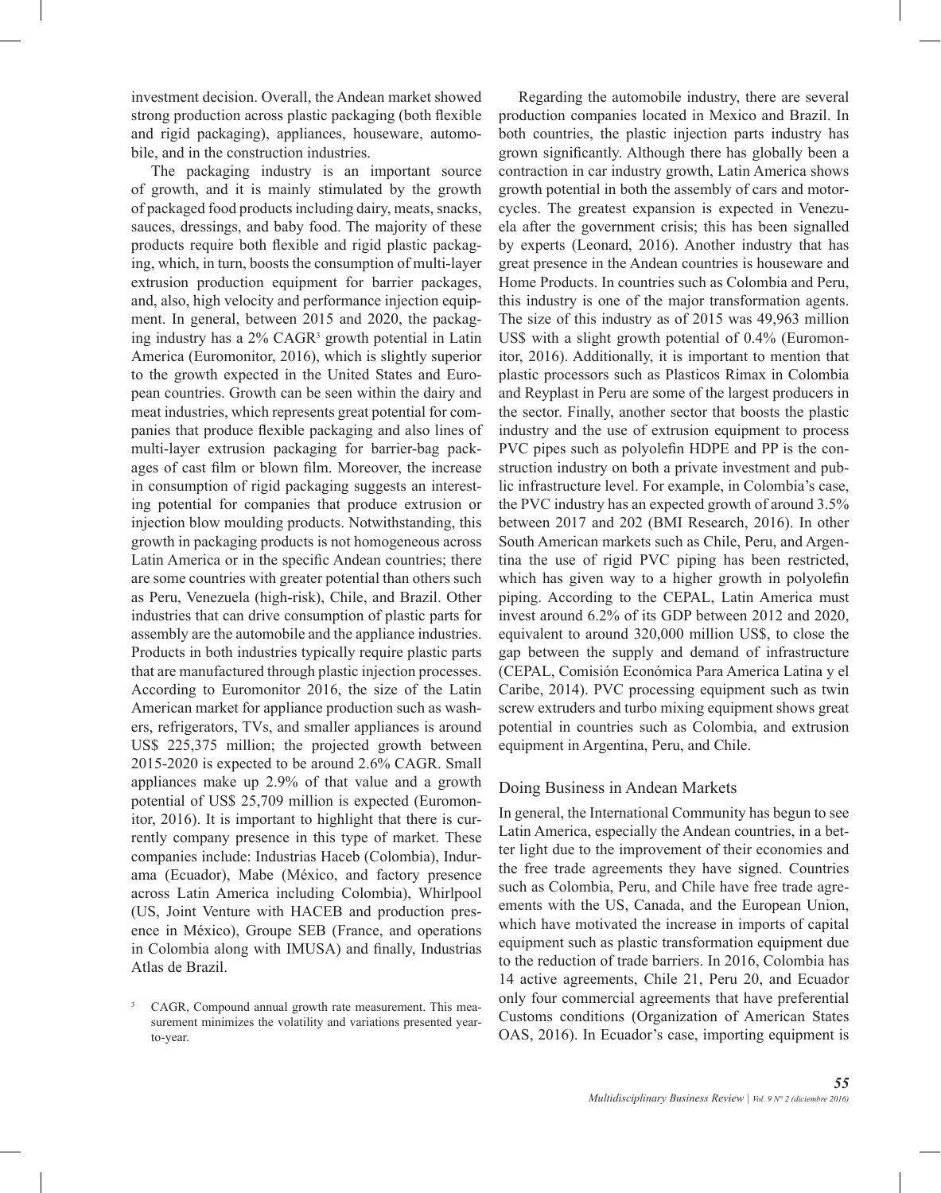investment decision. Overall, the Andean market showed strong production across plastic packaging (both flexible and rigid packaging), appliances, houseware, automobile, and in the construction industries.

The packaging industry is an important source of growth, and it is mainly stimulated by the growth of packaged food products including dairy, meats, snacks, sauces, dressings, and baby food. The majority of these products require both flexible and rigid plastic packaging, which, in turn, boosts the consumption of multi-layer extrusion production equipment for barrier packages, and, also, high velocity and performance injection equipment. In general, between 2015 and 2020, the packaging industry has a 2% CAGR[3] growth potential in Latin America (Euromonitor, 2016), which is slightly superior to the growth expected in the United States and European countries. Growth can be seen within the dairy and meat industries, which represents great potential for companies that produce flexible packaging and also lines of multi-layer extrusion packaging for barrier-bag packages of cast film or blown film. Moreover, the increase in consumption of rigid packaging suggests an interesting potential for companies that produce extrusion or injection blow moulding products. Notwithstanding, this growth in packaging products is not homogeneous across Latin America or in the specific Andean countries; there are some countries with greater potential than others such as Peru, Venezuela (high-risk), Chile, and Brazil. Other industries that can drive consumption of plastic parts for assembly are the automobile and the appliance industries. Products in both industries typically require plastic parts that are manufactured through plastic injection processes. According to Euromonitor 2016, the size of the Latin American market for appliance production such as washers, refrigerators, TVs, and smaller appliances is around US$ 225,375 million; the projected growth between 2015-2020 is expected to be around 2.6% CAGR. Small appliances make up 2.9% of that value and a growth potential of US$ 25,709 million is expected (Euromonitor, 2016). It is important to highlight that there is currently company presence in this type of market. These companies include: Industrias Haceb (Colombia), Indurama (Ecuador), Mabe (México, and factory presence across Latin America including Colombia), Whirlpool (US, Joint Venture with HACEB and production presence in México), Groupe SEB (France, and operations in Colombia along with IMUSA) and finally, Industrias Atlas de Brazil.

[3] CAGR, Compound annual growth rate measurement. This measurement minimizes the volatility and variations presented year-to-year.

Regarding the automobile industry, there are several production companies located in Mexico and Brazil. In both countries, the plastic injection parts industry has grown significantly. Although there has globally been a contraction in car industry growth, Latin America shows growth potential in both the assembly of cars and motorcycles. The greatest expansion is expected in Venezuela after the government crisis; this has been signalled by experts (Leonard, 2016). Another industry that has great presence in the Andean countries is houseware and Home Products. In countries such as Colombia and Peru, this industry is one of the major transformation agents. The size of this industry as of 2015 was 49,963 million US$ with a slight growth potential of 0.4% (Euromonitor, 2016). Additionally, it is important to mention that plastic processors such as Plasticos Rimax in Colombia and Reyplast in Peru are some of the largest producers in the sector. Finally, another sector that boosts the plastic industry and the use of extrusion equipment to process PVC pipes such as polyolefin HDPE and PP is the construction industry on both a private investment and public infrastructure level. For example, in Colombia's case, the PVC industry has an expected growth of around 3.5% between 2017 and 202 (BMI Research, 2016). In other South American markets such as Chile, Peru, and Argentina the use of rigid PVC piping has been restricted, which has given way to a higher growth in polyolefin piping. According to the CEPAL, Latin America must invest around 6.2% of its GDP between 2012 and 2020, equivalent to around 320,000 million US$, to close the gap between the supply and demand of infrastructure (CEPAL, Comisión Económica Para America Latina y el Caribe, 2014). PVC processing equipment such as twin screw extruders and turbo mixing equipment shows great potential in countries such as Colombia, and extrusion equipment in Argentina, Peru, and Chile.

## Doing Business in Andean Markets

In general, the International Community has begun to see Latin America, especially the Andean countries, in a better light due to the improvement of their economies and the free trade agreements they have signed. Countries such as Colombia, Peru, and Chile have free trade agreements with the US, Canada, and the European Union, which have motivated the increase in imports of capital equipment such as plastic transformation equipment due to the reduction of trade barriers. In 2016, Colombia has 14 active agreements, Chile 21, Peru 20, and Ecuador only four commercial agreements that have preferential Customs conditions (Organization of American States OAS, 2016). In Ecuador's case, importing equipment is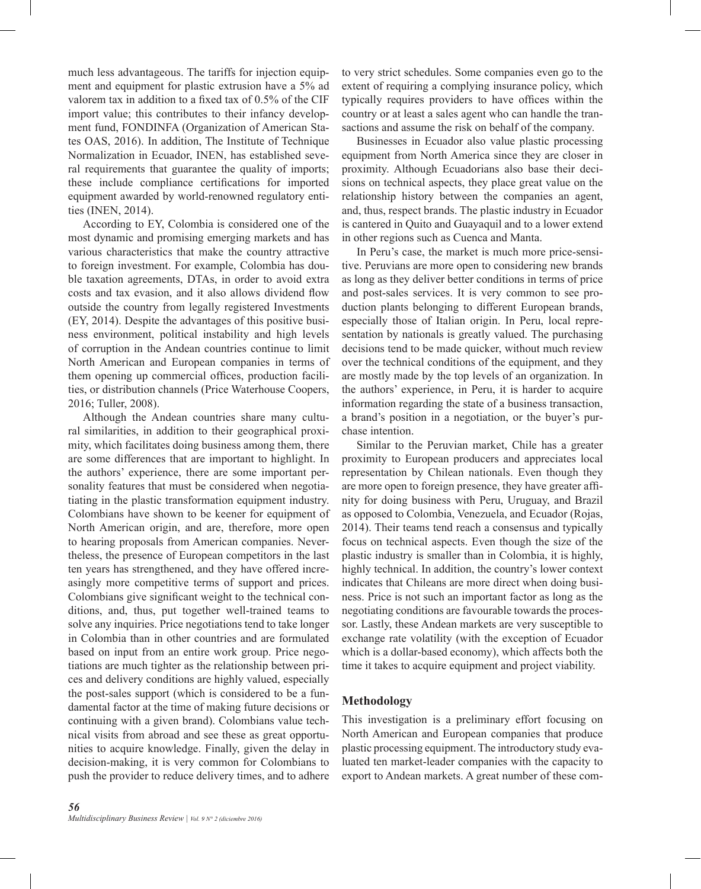much less advantageous. The tariffs for injection equipment and equipment for plastic extrusion have a 5% ad valorem tax in addition to a fixed tax of 0.5% of the CIF import value; this contributes to their infancy development fund, FONDINFA (Organization of American States OAS, 2016). In addition, The Institute of Technique Normalization in Ecuador, INEN, has established several requirements that guarantee the quality of imports; these include compliance certifications for imported equipment awarded by world-renowned regulatory entities (INEN, 2014).

According to EY, Colombia is considered one of the most dynamic and promising emerging markets and has various characteristics that make the country attractive to foreign investment. For example, Colombia has double taxation agreements, DTAs, in order to avoid extra costs and tax evasion, and it also allows dividend flow outside the country from legally registered Investments (EY, 2014). Despite the advantages of this positive business environment, political instability and high levels of corruption in the Andean countries continue to limit North American and European companies in terms of them opening up commercial offices, production facilities, or distribution channels (Price Waterhouse Coopers, 2016; Tuller, 2008).

Although the Andean countries share many cultural similarities, in addition to their geographical proximity, which facilitates doing business among them, there are some differences that are important to highlight. In the authors' experience, there are some important personality features that must be considered when negotiating in the plastic transformation equipment industry. Colombians have shown to be keener for equipment of North American origin, and are, therefore, more open to hearing proposals from American companies. Nevertheless, the presence of European competitors in the last ten years has strengthened, and they have offered increasingly more competitive terms of support and prices. Colombians give significant weight to the technical conditions, and, thus, put together well-trained teams to solve any inquiries. Price negotiations tend to take longer in Colombia than in other countries and are formulated based on input from an entire work group. Price negotiations are much tighter as the relationship between prices and delivery conditions are highly valued, especially the post-sales support (which is considered to be a fundamental factor at the time of making future decisions or continuing with a given brand). Colombians value technical visits from abroad and see these as great opportunities to acquire knowledge. Finally, given the delay in decision-making, it is very common for Colombians to push the provider to reduce delivery times, and to adhere to very strict schedules. Some companies even go to the extent of requiring a complying insurance policy, which typically requires providers to have offices within the country or at least a sales agent who can handle the transactions and assume the risk on behalf of the company.

Businesses in Ecuador also value plastic processing equipment from North America since they are closer in proximity. Although Ecuadorians also base their decisions on technical aspects, they place great value on the relationship history between the companies an agent, and, thus, respect brands. The plastic industry in Ecuador is cantered in Quito and Guayaquil and to a lower extend in other regions such as Cuenca and Manta.

In Peru's case, the market is much more price-sensitive. Peruvians are more open to considering new brands as long as they deliver better conditions in terms of price and post-sales services. It is very common to see production plants belonging to different European brands, especially those of Italian origin. In Peru, local representation by nationals is greatly valued. The purchasing decisions tend to be made quicker, without much review over the technical conditions of the equipment, and they are mostly made by the top levels of an organization. In the authors' experience, in Peru, it is harder to acquire information regarding the state of a business transaction, a brand's position in a negotiation, or the buyer's purchase intention.

Similar to the Peruvian market, Chile has a greater proximity to European producers and appreciates local representation by Chilean nationals. Even though they are more open to foreign presence, they have greater affinity for doing business with Peru, Uruguay, and Brazil as opposed to Colombia, Venezuela, and Ecuador (Rojas, 2014). Their teams tend reach a consensus and typically focus on technical aspects. Even though the size of the plastic industry is smaller than in Colombia, it is highly, highly technical. In addition, the country's lower context indicates that Chileans are more direct when doing business. Price is not such an important factor as long as the negotiating conditions are favourable towards the processor. Lastly, these Andean markets are very susceptible to exchange rate volatility (with the exception of Ecuador which is a dollar-based economy), which affects both the time it takes to acquire equipment and project viability.

## Methodology

This investigation is a preliminary effort focusing on North American and European companies that produce plastic processing equipment. The introductory study evaluated ten market-leader companies with the capacity to export to Andean markets. A great number of these com-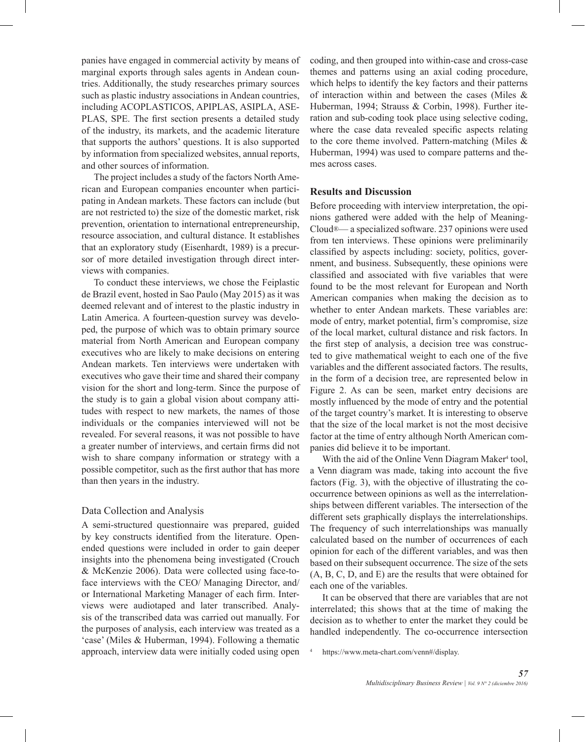panies have engaged in commercial activity by means of marginal exports through sales agents in Andean countries. Additionally, the study researches primary sources such as plastic industry associations in Andean countries, including ACOPLASTICOS, APIPLAS, ASIPLA, ASEPLAS, SPE. The first section presents a detailed study of the industry, its markets, and the academic literature that supports the authors' questions. It is also supported by information from specialized websites, annual reports, and other sources of information.

The project includes a study of the factors North American and European companies encounter when participating in Andean markets. These factors can include (but are not restricted to) the size of the domestic market, risk prevention, orientation to international entrepreneurship, resource association, and cultural distance. It establishes that an exploratory study (Eisenhardt, 1989) is a precursor of more detailed investigation through direct interviews with companies.

To conduct these interviews, we chose the Feiplastic de Brazil event, hosted in Sao Paulo (May 2015) as it was deemed relevant and of interest to the plastic industry in Latin America. A fourteen-question survey was developed, the purpose of which was to obtain primary source material from North American and European company executives who are likely to make decisions on entering Andean markets. Ten interviews were undertaken with executives who gave their time and shared their company vision for the short and long-term. Since the purpose of the study is to gain a global vision about company attitudes with respect to new markets, the names of those individuals or the companies interviewed will not be revealed. For several reasons, it was not possible to have a greater number of interviews, and certain firms did not wish to share company information or strategy with a possible competitor, such as the first author that has more than then years in the industry.

## Data Collection and Analysis

A semi-structured questionnaire was prepared, guided by key constructs identified from the literature. Open-ended questions were included in order to gain deeper insights into the phenomena being investigated (Crouch & McKenzie 2006). Data were collected using face-to-face interviews with the CEO/ Managing Director, and/or International Marketing Manager of each firm. Interviews were audiotaped and later transcribed. Analysis of the transcribed data was carried out manually. For the purposes of analysis, each interview was treated as a 'case' (Miles & Huberman, 1994). Following a thematic approach, interview data were initially coded using open coding, and then grouped into within-case and cross-case themes and patterns using an axial coding procedure, which helps to identify the key factors and their patterns of interaction within and between the cases (Miles & Huberman, 1994; Strauss & Corbin, 1998). Further iteration and sub-coding took place using selective coding, where the case data revealed specific aspects relating to the core theme involved. Pattern-matching (Miles & Huberman, 1994) was used to compare patterns and themes across cases.

## Results and Discussion

Before proceeding with interview interpretation, the opinions gathered were added with the help of MeaningCloud®— a specialized software. 237 opinions were used from ten interviews. These opinions were preliminarily classified by aspects including: society, politics, government, and business. Subsequently, these opinions were classified and associated with five variables that were found to be the most relevant for European and North American companies when making the decision as to whether to enter Andean markets. These variables are: mode of entry, market potential, firm's compromise, size of the local market, cultural distance and risk factors. In the first step of analysis, a decision tree was constructed to give mathematical weight to each one of the five variables and the different associated factors. The results, in the form of a decision tree, are represented below in Figure 2. As can be seen, market entry decisions are mostly influenced by the mode of entry and the potential of the target country's market. It is interesting to observe that the size of the local market is not the most decisive factor at the time of entry although North American companies did believe it to be important.

With the aid of the Online Venn Diagram Maker[4] tool, a Venn diagram was made, taking into account the five factors (Fig. 3), with the objective of illustrating the co-occurrence between opinions as well as the interrelationships between different variables. The intersection of the different sets graphically displays the interrelationships. The frequency of such interrelationships was manually calculated based on the number of occurrences of each opinion for each of the different variables, and was then based on their subsequent occurrence. The size of the sets (A, B, C, D, and E) are the results that were obtained for each one of the variables.

It can be observed that there are variables that are not interrelated; this shows that at the time of making the decision as to whether to enter the market they could be handled independently. The co-occurrence intersection

[4] https://www.meta-chart.com/venn#/display.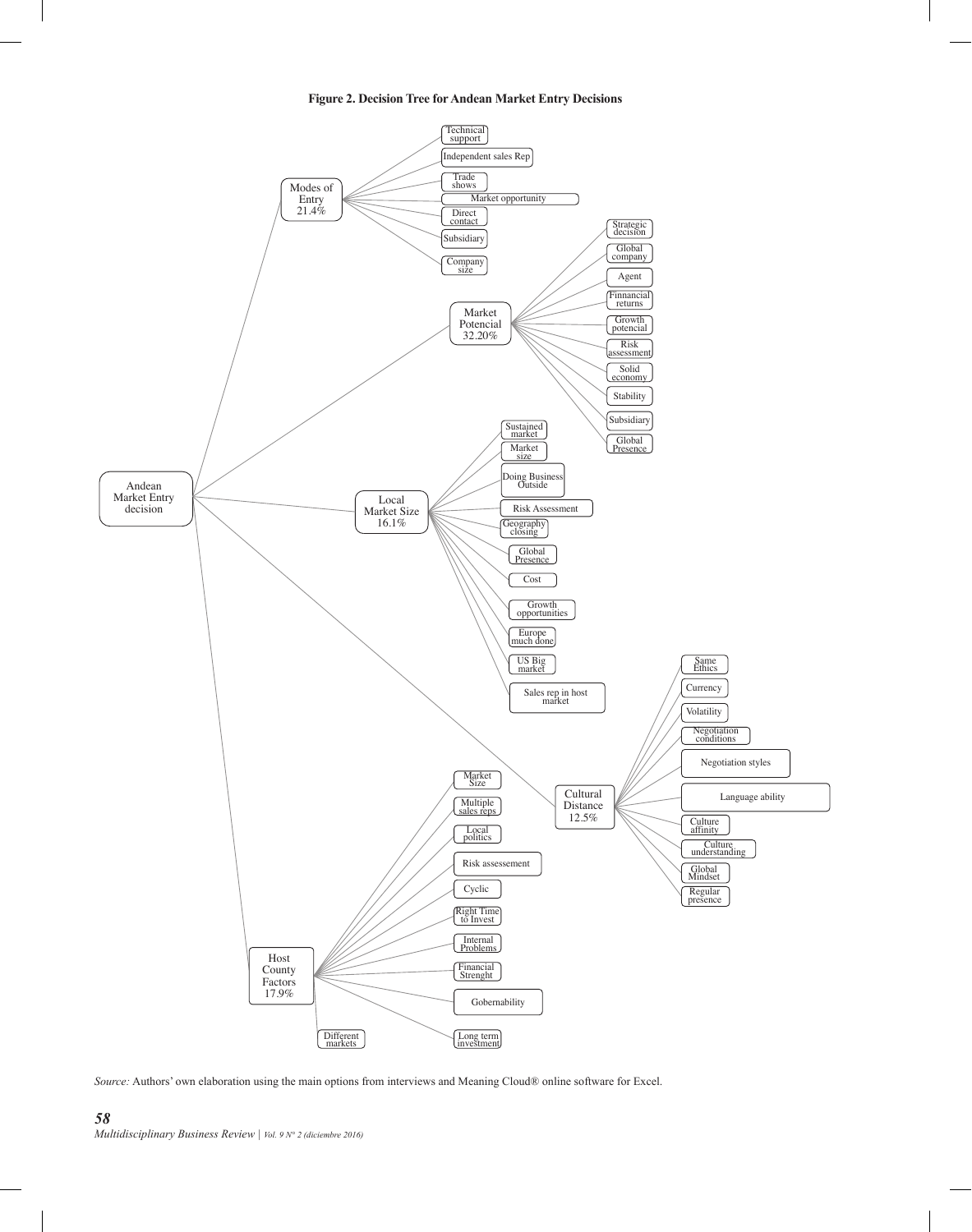**Figure 2. Decision Tree for Andean Market Entry Decisions**

- Andean Market Entry decision
  - Modes of Entry 21.4%
    - Technical support
    - Independent sales Rep
    - Trade shows
    - Market opportunity
    - Direct contact
    - Subsidiary
    - Company size
  - Market Potencial 32.20%
    - Strategic decision
    - Global company
    - Agent
    - Finnancial returns
    - Growth potencial
    - Risk assessment
    - Solid economy
    - Stability
    - Subsidiary
    - Global Presence
  - Local Market Size 16.1%
    - Sustained market
    - Market size
    - Doing Business Outside
    - Risk Assessment
    - Geography closing
    - Global Presence
    - Cost
    - Growth opportunities
    - Europe much done
    - US Big market
    - Sales rep in host market
  - Cultural Distance 12.5%
    - Same Ethics
    - Currency
    - Volatility
    - Negotiation conditions
    - Negotiation styles
    - Language ability
    - Culture affinity
    - Culture understanding
    - Global Mindset
    - Regular presence
  - Host County Factors 17.9%
    - Market Size
    - Multiple sales reps
    - Local politics
    - Risk assessement
    - Cyclic
    - Right Time to Invest
    - Internal Problems
    - Financial Strenght
    - Gobernability
    - Long term investment
    - Different markets

*Source:* Authors' own elaboration using the main options from interviews and Meaning Cloud® online software for Excel.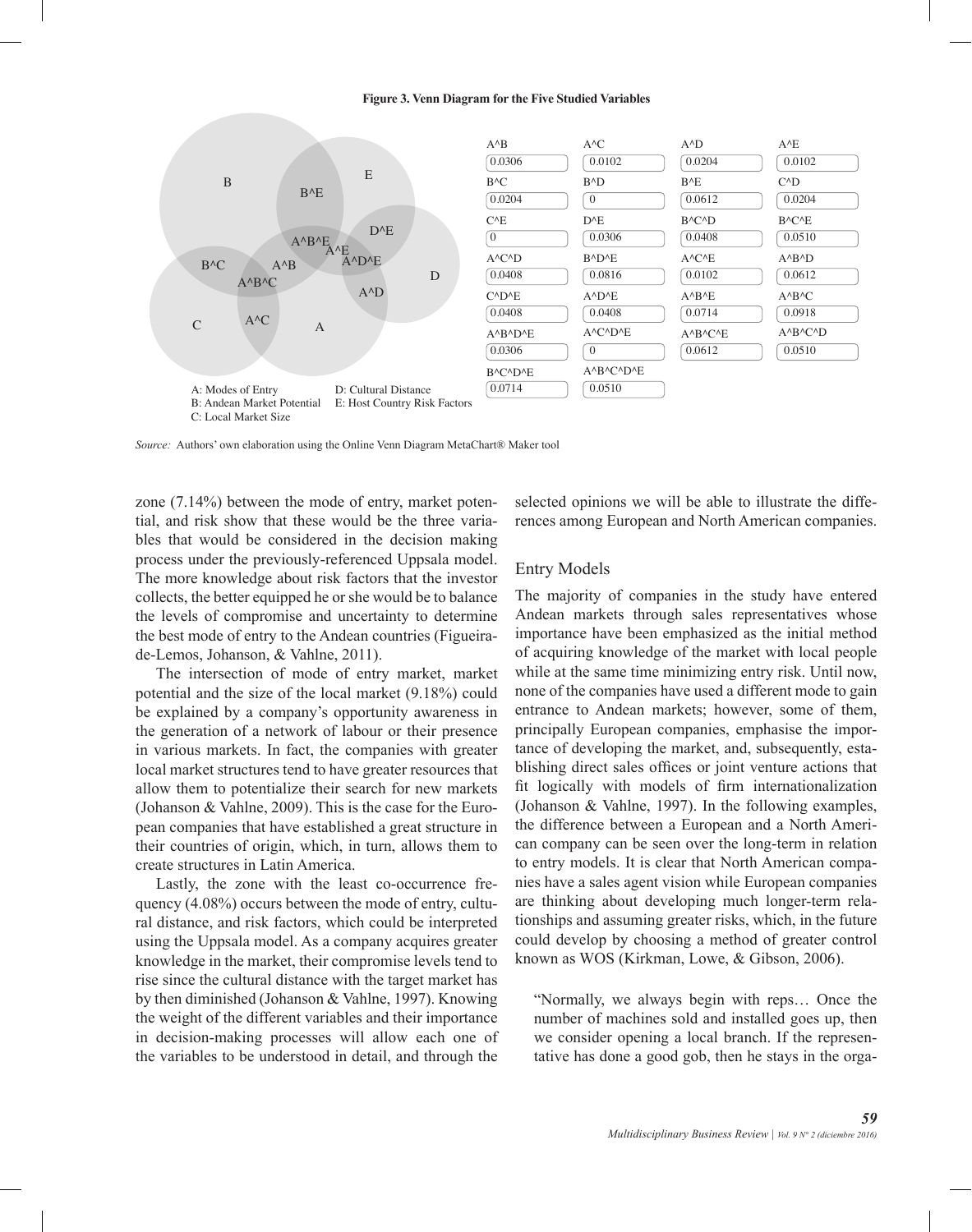**Figure 3. Venn Diagram for the Five Studied Variables**

| A^B | A^C | A^D | A^E |
|---|---|---|---|
| 0.0306 | 0.0102 | 0.0204 | 0.0102 |
| **B^C** | **B^D** | **B^E** | **C^D** |
| 0.0204 | 0 | 0.0612 | 0.0204 |
| **C^E** | **D^E** | **B^C^D** | **B^C^E** |
| 0 | 0.0306 | 0.0408 | 0.0510 |
| **A^C^D** | **B^D^E** | **A^C^E** | **A^B^D** |
| 0.0408 | 0.0816 | 0.0102 | 0.0612 |
| **C^D^E** | **A^D^E** | **A^B^E** | **A^B^C** |
| 0.0408 | 0.0408 | 0.0714 | 0.0918 |
| **A^B^D^E** | **A^C^D^E** | **A^B^C^E** | **A^B^C^D** |
| 0.0306 | 0 | 0.0612 | 0.0510 |
| **B^C^D^E** | **A^B^C^D^E** | | |
| 0.0714 | 0.0510 | | |

A: Modes of Entry
B: Andean Market Potential
C: Local Market Size
D: Cultural Distance
E: Host Country Risk Factors

*Source:* Authors' own elaboration using the Online Venn Diagram MetaChart® Maker tool

zone (7.14%) between the mode of entry, market potential, and risk show that these would be the three variables that would be considered in the decision making process under the previously-referenced Uppsala model. The more knowledge about risk factors that the investor collects, the better equipped he or she would be to balance the levels of compromise and uncertainty to determine the best mode of entry to the Andean countries (Figueira-de-Lemos, Johanson, & Vahlne, 2011).

The intersection of mode of entry market, market potential and the size of the local market (9.18%) could be explained by a company's opportunity awareness in the generation of a network of labour or their presence in various markets. In fact, the companies with greater local market structures tend to have greater resources that allow them to potentialize their search for new markets (Johanson & Vahlne, 2009). This is the case for the European companies that have established a great structure in their countries of origin, which, in turn, allows them to create structures in Latin America.

Lastly, the zone with the least co-occurrence frequency (4.08%) occurs between the mode of entry, cultural distance, and risk factors, which could be interpreted using the Uppsala model. As a company acquires greater knowledge in the market, their compromise levels tend to rise since the cultural distance with the target market has by then diminished (Johanson & Vahlne, 1997). Knowing the weight of the different variables and their importance in decision-making processes will allow each one of the variables to be understood in detail, and through the selected opinions we will be able to illustrate the differences among European and North American companies.

## Entry Models

The majority of companies in the study have entered Andean markets through sales representatives whose importance have been emphasized as the initial method of acquiring knowledge of the market with local people while at the same time minimizing entry risk. Until now, none of the companies have used a different mode to gain entrance to Andean markets; however, some of them, principally European companies, emphasise the importance of developing the market, and, subsequently, establishing direct sales offices or joint venture actions that fit logically with models of firm internationalization (Johanson & Vahlne, 1997). In the following examples, the difference between a European and a North American company can be seen over the long-term in relation to entry models. It is clear that North American companies have a sales agent vision while European companies are thinking about developing much longer-term relationships and assuming greater risks, which, in the future could develop by choosing a method of greater control known as WOS (Kirkman, Lowe, & Gibson, 2006).

> "Normally, we always begin with reps… Once the number of machines sold and installed goes up, then we consider opening a local branch. If the representative has done a good gob, then he stays in the orga-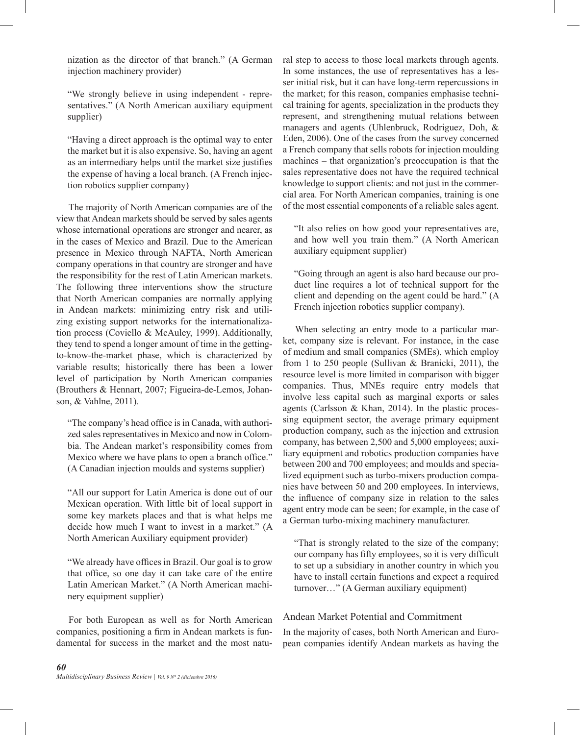nization as the director of that branch." (A German injection machinery provider)

> "We strongly believe in using independent - representatives." (A North American auxiliary equipment supplier)

> "Having a direct approach is the optimal way to enter the market but it is also expensive. So, having an agent as an intermediary helps until the market size justifies the expense of having a local branch. (A French injection robotics supplier company)

The majority of North American companies are of the view that Andean markets should be served by sales agents whose international operations are stronger and nearer, as in the cases of Mexico and Brazil. Due to the American presence in Mexico through NAFTA, North American company operations in that country are stronger and have the responsibility for the rest of Latin American markets. The following three interventions show the structure that North American companies are normally applying in Andean markets: minimizing entry risk and utilizing existing support networks for the internationalization process (Coviello & McAuley, 1999). Additionally, they tend to spend a longer amount of time in the getting-to-know-the-market phase, which is characterized by variable results; historically there has been a lower level of participation by North American companies (Brouthers & Hennart, 2007; Figueira-de-Lemos, Johanson, & Vahlne, 2011).

> "The company's head office is in Canada, with authorized sales representatives in Mexico and now in Colombia. The Andean market's responsibility comes from Mexico where we have plans to open a branch office." (A Canadian injection moulds and systems supplier)

> "All our support for Latin America is done out of our Mexican operation. With little bit of local support in some key markets places and that is what helps me decide how much I want to invest in a market." (A North American Auxiliary equipment provider)

> "We already have offices in Brazil. Our goal is to grow that office, so one day it can take care of the entire Latin American Market." (A North American machinery equipment supplier)

For both European as well as for North American companies, positioning a firm in Andean markets is fundamental for success in the market and the most natural step to access to those local markets through agents. In some instances, the use of representatives has a lesser initial risk, but it can have long-term repercussions in the market; for this reason, companies emphasise technical training for agents, specialization in the products they represent, and strengthening mutual relations between managers and agents (Uhlenbruck, Rodriguez, Doh, & Eden, 2006). One of the cases from the survey concerned a French company that sells robots for injection moulding machines – that organization's preoccupation is that the sales representative does not have the required technical knowledge to support clients: and not just in the commercial area. For North American companies, training is one of the most essential components of a reliable sales agent.

> "It also relies on how good your representatives are, and how well you train them." (A North American auxiliary equipment supplier)

> "Going through an agent is also hard because our product line requires a lot of technical support for the client and depending on the agent could be hard." (A French injection robotics supplier company).

When selecting an entry mode to a particular market, company size is relevant. For instance, in the case of medium and small companies (SMEs), which employ from 1 to 250 people (Sullivan & Branicki, 2011), the resource level is more limited in comparison with bigger companies. Thus, MNEs require entry models that involve less capital such as marginal exports or sales agents (Carlsson & Khan, 2014). In the plastic processing equipment sector, the average primary equipment production company, such as the injection and extrusion company, has between 2,500 and 5,000 employees; auxiliary equipment and robotics production companies have between 200 and 700 employees; and moulds and specialized equipment such as turbo-mixers production companies have between 50 and 200 employees. In interviews, the influence of company size in relation to the sales agent entry mode can be seen; for example, in the case of a German turbo-mixing machinery manufacturer.

> "That is strongly related to the size of the company; our company has fifty employees, so it is very difficult to set up a subsidiary in another country in which you have to install certain functions and expect a required turnover…" (A German auxiliary equipment)

## Andean Market Potential and Commitment

In the majority of cases, both North American and European companies identify Andean markets as having the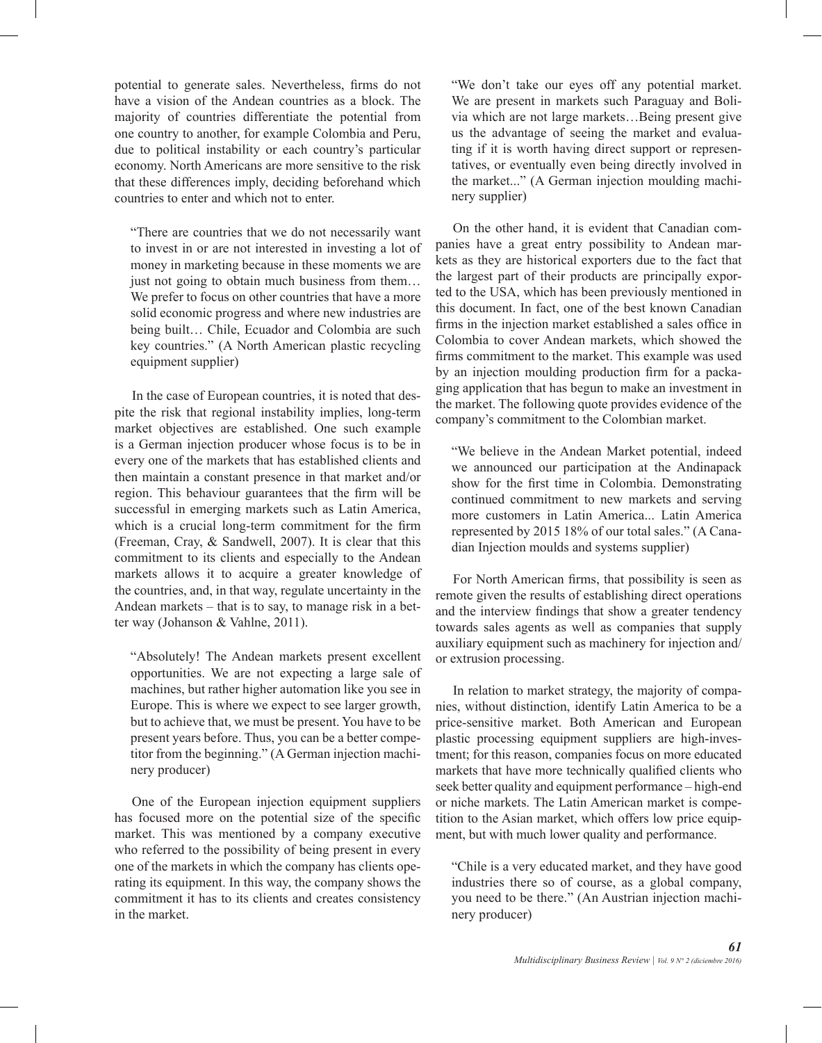potential to generate sales. Nevertheless, firms do not have a vision of the Andean countries as a block. The majority of countries differentiate the potential from one country to another, for example Colombia and Peru, due to political instability or each country's particular economy. North Americans are more sensitive to the risk that these differences imply, deciding beforehand which countries to enter and which not to enter.

> "There are countries that we do not necessarily want to invest in or are not interested in investing a lot of money in marketing because in these moments we are just not going to obtain much business from them… We prefer to focus on other countries that have a more solid economic progress and where new industries are being built… Chile, Ecuador and Colombia are such key countries." (A North American plastic recycling equipment supplier)

In the case of European countries, it is noted that despite the risk that regional instability implies, long-term market objectives are established. One such example is a German injection producer whose focus is to be in every one of the markets that has established clients and then maintain a constant presence in that market and/or region. This behaviour guarantees that the firm will be successful in emerging markets such as Latin America, which is a crucial long-term commitment for the firm (Freeman, Cray, & Sandwell, 2007). It is clear that this commitment to its clients and especially to the Andean markets allows it to acquire a greater knowledge of the countries, and, in that way, regulate uncertainty in the Andean markets – that is to say, to manage risk in a better way (Johanson & Vahlne, 2011).

> "Absolutely! The Andean markets present excellent opportunities. We are not expecting a large sale of machines, but rather higher automation like you see in Europe. This is where we expect to see larger growth, but to achieve that, we must be present. You have to be present years before. Thus, you can be a better competitor from the beginning." (A German injection machinery producer)

One of the European injection equipment suppliers has focused more on the potential size of the specific market. This was mentioned by a company executive who referred to the possibility of being present in every one of the markets in which the company has clients operating its equipment. In this way, the company shows the commitment it has to its clients and creates consistency in the market.

> "We don't take our eyes off any potential market. We are present in markets such Paraguay and Bolivia which are not large markets…Being present give us the advantage of seeing the market and evaluating if it is worth having direct support or representatives, or eventually even being directly involved in the market..." (A German injection moulding machinery supplier)

On the other hand, it is evident that Canadian companies have a great entry possibility to Andean markets as they are historical exporters due to the fact that the largest part of their products are principally exported to the USA, which has been previously mentioned in this document. In fact, one of the best known Canadian firms in the injection market established a sales office in Colombia to cover Andean markets, which showed the firms commitment to the market. This example was used by an injection moulding production firm for a packaging application that has begun to make an investment in the market. The following quote provides evidence of the company's commitment to the Colombian market.

> "We believe in the Andean Market potential, indeed we announced our participation at the Andinapack show for the first time in Colombia. Demonstrating continued commitment to new markets and serving more customers in Latin America... Latin America represented by 2015 18% of our total sales." (A Canadian Injection moulds and systems supplier)

For North American firms, that possibility is seen as remote given the results of establishing direct operations and the interview findings that show a greater tendency towards sales agents as well as companies that supply auxiliary equipment such as machinery for injection and/or extrusion processing.

In relation to market strategy, the majority of companies, without distinction, identify Latin America to be a price-sensitive market. Both American and European plastic processing equipment suppliers are high-investment; for this reason, companies focus on more educated markets that have more technically qualified clients who seek better quality and equipment performance – high-end or niche markets. The Latin American market is competition to the Asian market, which offers low price equipment, but with much lower quality and performance.

> "Chile is a very educated market, and they have good industries there so of course, as a global company, you need to be there." (An Austrian injection machinery producer)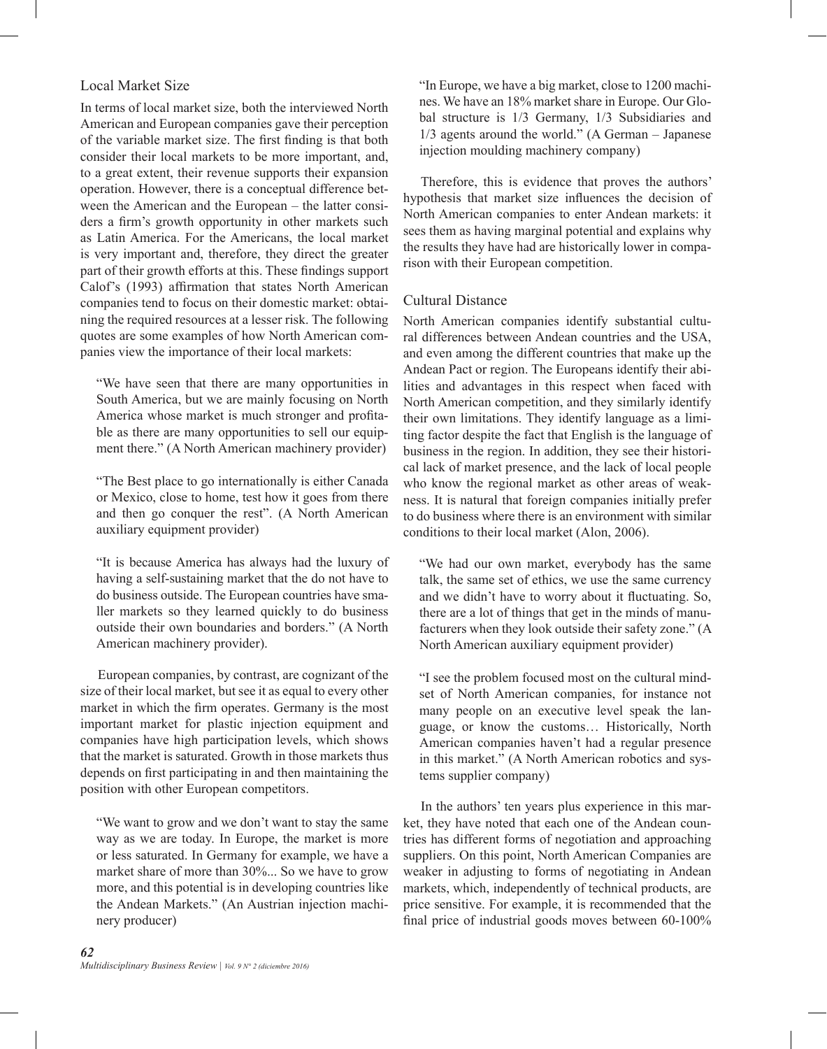## Local Market Size

In terms of local market size, both the interviewed North American and European companies gave their perception of the variable market size. The first finding is that both consider their local markets to be more important, and, to a great extent, their revenue supports their expansion operation. However, there is a conceptual difference between the American and the European – the latter considers a firm's growth opportunity in other markets such as Latin America. For the Americans, the local market is very important and, therefore, they direct the greater part of their growth efforts at this. These findings support Calof's (1993) affirmation that states North American companies tend to focus on their domestic market: obtaining the required resources at a lesser risk. The following quotes are some examples of how North American companies view the importance of their local markets:

> "We have seen that there are many opportunities in South America, but we are mainly focusing on North America whose market is much stronger and profitable as there are many opportunities to sell our equipment there." (A North American machinery provider)

> "The Best place to go internationally is either Canada or Mexico, close to home, test how it goes from there and then go conquer the rest". (A North American auxiliary equipment provider)

> "It is because America has always had the luxury of having a self-sustaining market that the do not have to do business outside. The European countries have smaller markets so they learned quickly to do business outside their own boundaries and borders." (A North American machinery provider).

European companies, by contrast, are cognizant of the size of their local market, but see it as equal to every other market in which the firm operates. Germany is the most important market for plastic injection equipment and companies have high participation levels, which shows that the market is saturated. Growth in those markets thus depends on first participating in and then maintaining the position with other European competitors.

> "We want to grow and we don't want to stay the same way as we are today. In Europe, the market is more or less saturated. In Germany for example, we have a market share of more than 30%... So we have to grow more, and this potential is in developing countries like the Andean Markets." (An Austrian injection machinery producer)

> "In Europe, we have a big market, close to 1200 machines. We have an 18% market share in Europe. Our Global structure is 1/3 Germany, 1/3 Subsidiaries and 1/3 agents around the world." (A German – Japanese injection moulding machinery company)

Therefore, this is evidence that proves the authors' hypothesis that market size influences the decision of North American companies to enter Andean markets: it sees them as having marginal potential and explains why the results they have had are historically lower in comparison with their European competition.

## Cultural Distance

North American companies identify substantial cultural differences between Andean countries and the USA, and even among the different countries that make up the Andean Pact or region. The Europeans identify their abilities and advantages in this respect when faced with North American competition, and they similarly identify their own limitations. They identify language as a limiting factor despite the fact that English is the language of business in the region. In addition, they see their historical lack of market presence, and the lack of local people who know the regional market as other areas of weakness. It is natural that foreign companies initially prefer to do business where there is an environment with similar conditions to their local market (Alon, 2006).

> "We had our own market, everybody has the same talk, the same set of ethics, we use the same currency and we didn't have to worry about it fluctuating. So, there are a lot of things that get in the minds of manufacturers when they look outside their safety zone." (A North American auxiliary equipment provider)

> "I see the problem focused most on the cultural mindset of North American companies, for instance not many people on an executive level speak the language, or know the customs… Historically, North American companies haven't had a regular presence in this market." (A North American robotics and systems supplier company)

In the authors' ten years plus experience in this market, they have noted that each one of the Andean countries has different forms of negotiation and approaching suppliers. On this point, North American Companies are weaker in adjusting to forms of negotiating in Andean markets, which, independently of technical products, are price sensitive. For example, it is recommended that the final price of industrial goods moves between 60-100%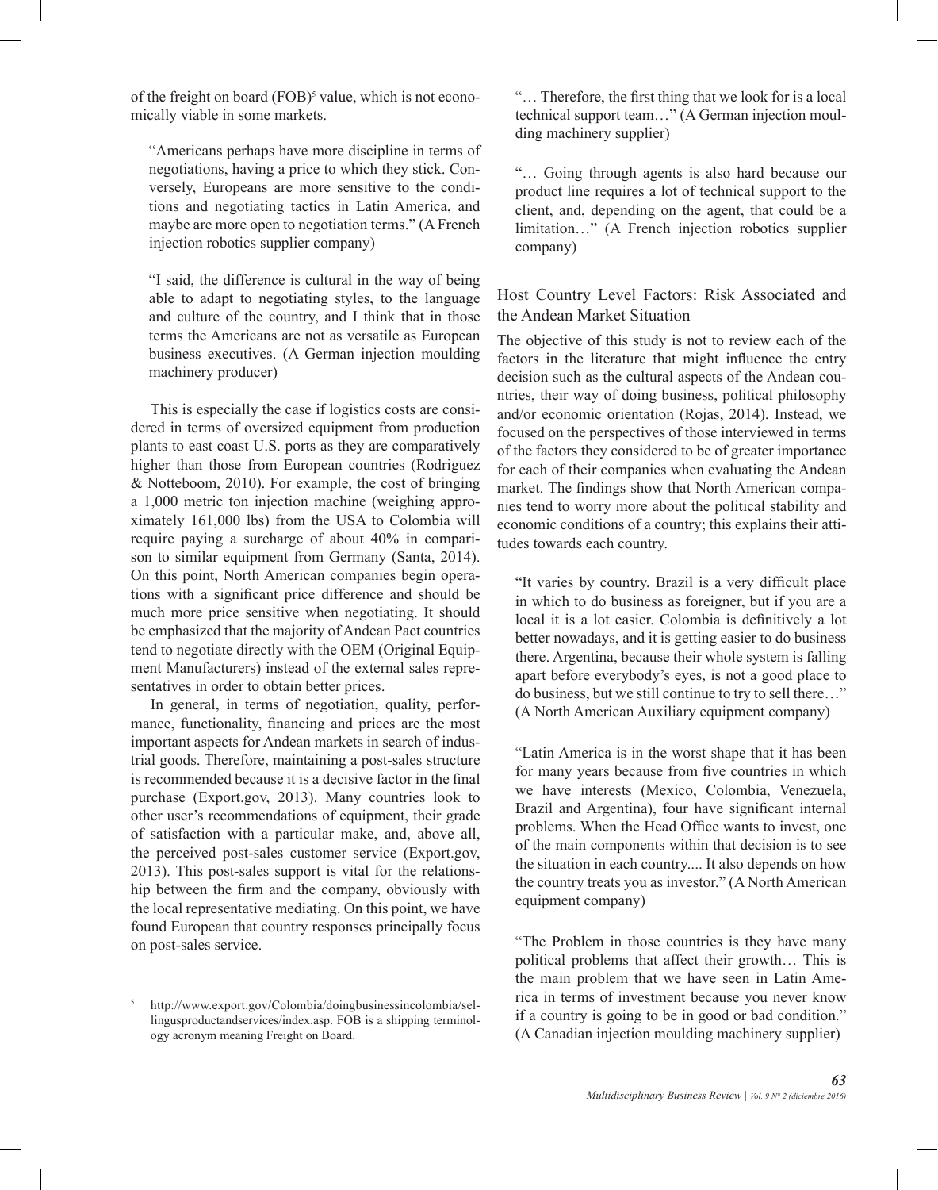of the freight on board (FOB)[5] value, which is not economically viable in some markets.

> "Americans perhaps have more discipline in terms of negotiations, having a price to which they stick. Conversely, Europeans are more sensitive to the conditions and negotiating tactics in Latin America, and maybe are more open to negotiation terms." (A French injection robotics supplier company)

> "I said, the difference is cultural in the way of being able to adapt to negotiating styles, to the language and culture of the country, and I think that in those terms the Americans are not as versatile as European business executives. (A German injection moulding machinery producer)

This is especially the case if logistics costs are considered in terms of oversized equipment from production plants to east coast U.S. ports as they are comparatively higher than those from European countries (Rodriguez & Notteboom, 2010). For example, the cost of bringing a 1,000 metric ton injection machine (weighing approximately 161,000 lbs) from the USA to Colombia will require paying a surcharge of about 40% in comparison to similar equipment from Germany (Santa, 2014). On this point, North American companies begin operations with a significant price difference and should be much more price sensitive when negotiating. It should be emphasized that the majority of Andean Pact countries tend to negotiate directly with the OEM (Original Equipment Manufacturers) instead of the external sales representatives in order to obtain better prices.

In general, in terms of negotiation, quality, performance, functionality, financing and prices are the most important aspects for Andean markets in search of industrial goods. Therefore, maintaining a post-sales structure is recommended because it is a decisive factor in the final purchase (Export.gov, 2013). Many countries look to other user's recommendations of equipment, their grade of satisfaction with a particular make, and, above all, the perceived post-sales customer service (Export.gov, 2013). This post-sales support is vital for the relationship between the firm and the company, obviously with the local representative mediating. On this point, we have found European that country responses principally focus on post-sales service.

> "… Therefore, the first thing that we look for is a local technical support team…" (A German injection moulding machinery supplier)

> "… Going through agents is also hard because our product line requires a lot of technical support to the client, and, depending on the agent, that could be a limitation…" (A French injection robotics supplier company)

## Host Country Level Factors: Risk Associated and the Andean Market Situation

The objective of this study is not to review each of the factors in the literature that might influence the entry decision such as the cultural aspects of the Andean countries, their way of doing business, political philosophy and/or economic orientation (Rojas, 2014). Instead, we focused on the perspectives of those interviewed in terms of the factors they considered to be of greater importance for each of their companies when evaluating the Andean market. The findings show that North American companies tend to worry more about the political stability and economic conditions of a country; this explains their attitudes towards each country.

> "It varies by country. Brazil is a very difficult place in which to do business as foreigner, but if you are a local it is a lot easier. Colombia is definitively a lot better nowadays, and it is getting easier to do business there. Argentina, because their whole system is falling apart before everybody's eyes, is not a good place to do business, but we still continue to try to sell there…" (A North American Auxiliary equipment company)

> "Latin America is in the worst shape that it has been for many years because from five countries in which we have interests (Mexico, Colombia, Venezuela, Brazil and Argentina), four have significant internal problems. When the Head Office wants to invest, one of the main components within that decision is to see the situation in each country.... It also depends on how the country treats you as investor." (A North American equipment company)

> "The Problem in those countries is they have many political problems that affect their growth… This is the main problem that we have seen in Latin America in terms of investment because you never know if a country is going to be in good or bad condition." (A Canadian injection moulding machinery supplier)

[5] http://www.export.gov/Colombia/doingbusinessincolombia/sellingusproductandservices/index.asp. FOB is a shipping terminology acronym meaning Freight on Board.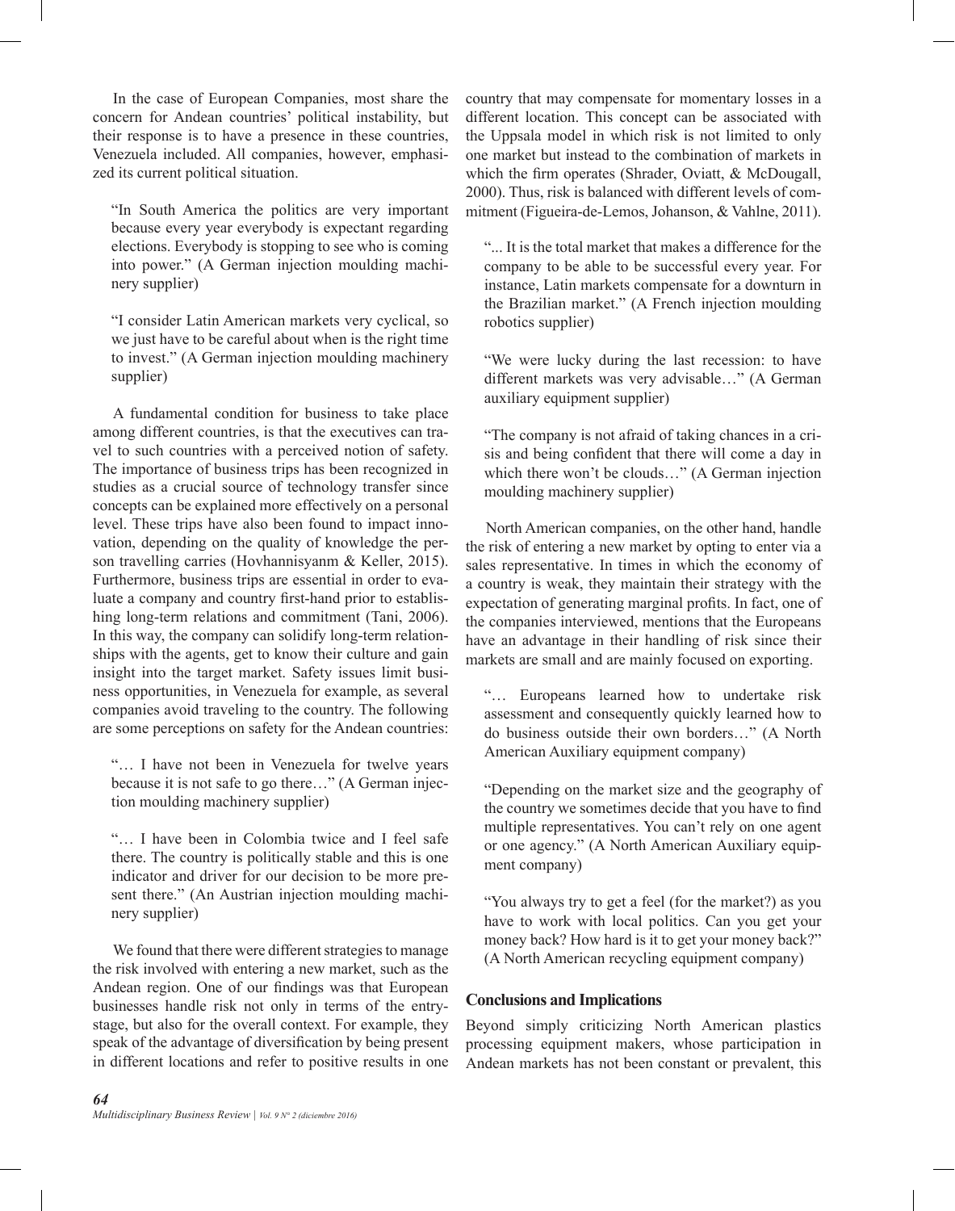In the case of European Companies, most share the concern for Andean countries' political instability, but their response is to have a presence in these countries, Venezuela included. All companies, however, emphasized its current political situation.

> "In South America the politics are very important because every year everybody is expectant regarding elections. Everybody is stopping to see who is coming into power." (A German injection moulding machinery supplier)

> "I consider Latin American markets very cyclical, so we just have to be careful about when is the right time to invest." (A German injection moulding machinery supplier)

A fundamental condition for business to take place among different countries, is that the executives can travel to such countries with a perceived notion of safety. The importance of business trips has been recognized in studies as a crucial source of technology transfer since concepts can be explained more effectively on a personal level. These trips have also been found to impact innovation, depending on the quality of knowledge the person travelling carries (Hovhannisyanm & Keller, 2015). Furthermore, business trips are essential in order to evaluate a company and country first-hand prior to establishing long-term relations and commitment (Tani, 2006). In this way, the company can solidify long-term relationships with the agents, get to know their culture and gain insight into the target market. Safety issues limit business opportunities, in Venezuela for example, as several companies avoid traveling to the country. The following are some perceptions on safety for the Andean countries:

> "… I have not been in Venezuela for twelve years because it is not safe to go there…" (A German injection moulding machinery supplier)

> "… I have been in Colombia twice and I feel safe there. The country is politically stable and this is one indicator and driver for our decision to be more present there." (An Austrian injection moulding machinery supplier)

We found that there were different strategies to manage the risk involved with entering a new market, such as the Andean region. One of our findings was that European businesses handle risk not only in terms of the entry-stage, but also for the overall context. For example, they speak of the advantage of diversification by being present in different locations and refer to positive results in one country that may compensate for momentary losses in a different location. This concept can be associated with the Uppsala model in which risk is not limited to only one market but instead to the combination of markets in which the firm operates (Shrader, Oviatt, & McDougall, 2000). Thus, risk is balanced with different levels of commitment (Figueira-de-Lemos, Johanson, & Vahlne, 2011).

> "... It is the total market that makes a difference for the company to be able to be successful every year. For instance, Latin markets compensate for a downturn in the Brazilian market." (A French injection moulding robotics supplier)

> "We were lucky during the last recession: to have different markets was very advisable…" (A German auxiliary equipment supplier)

> "The company is not afraid of taking chances in a crisis and being confident that there will come a day in which there won't be clouds…" (A German injection moulding machinery supplier)

North American companies, on the other hand, handle the risk of entering a new market by opting to enter via a sales representative. In times in which the economy of a country is weak, they maintain their strategy with the expectation of generating marginal profits. In fact, one of the companies interviewed, mentions that the Europeans have an advantage in their handling of risk since their markets are small and are mainly focused on exporting.

> "… Europeans learned how to undertake risk assessment and consequently quickly learned how to do business outside their own borders…" (A North American Auxiliary equipment company)

> "Depending on the market size and the geography of the country we sometimes decide that you have to find multiple representatives. You can't rely on one agent or one agency." (A North American Auxiliary equipment company)

> "You always try to get a feel (for the market?) as you have to work with local politics. Can you get your money back? How hard is it to get your money back?" (A North American recycling equipment company)

## Conclusions and Implications

Beyond simply criticizing North American plastics processing equipment makers, whose participation in Andean markets has not been constant or prevalent, this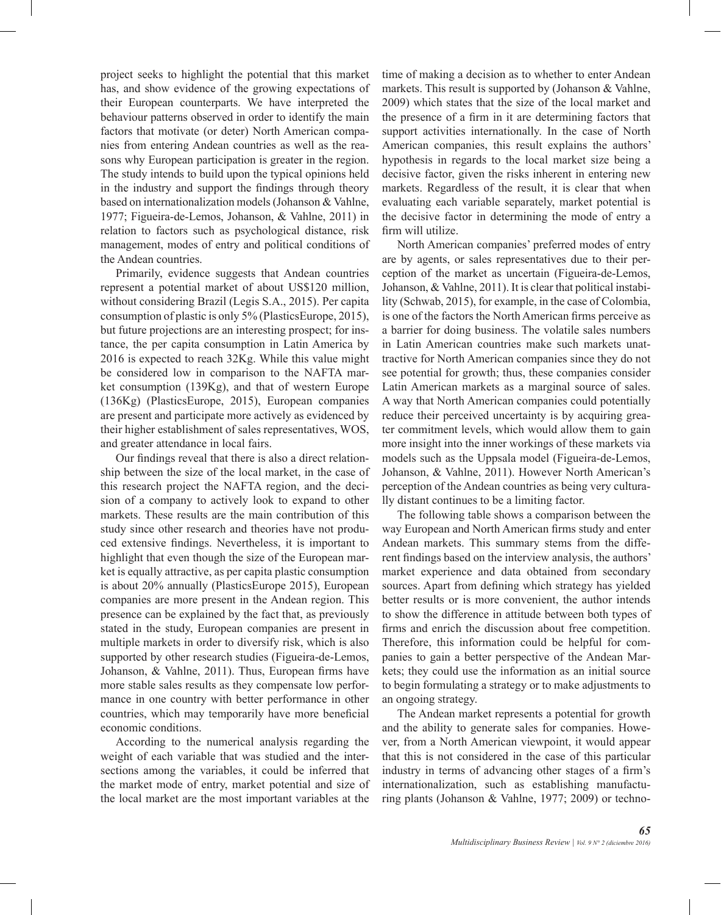project seeks to highlight the potential that this market has, and show evidence of the growing expectations of their European counterparts. We have interpreted the behaviour patterns observed in order to identify the main factors that motivate (or deter) North American companies from entering Andean countries as well as the reasons why European participation is greater in the region. The study intends to build upon the typical opinions held in the industry and support the findings through theory based on internationalization models (Johanson & Vahlne, 1977; Figueira-de-Lemos, Johanson, & Vahlne, 2011) in relation to factors such as psychological distance, risk management, modes of entry and political conditions of the Andean countries.

Primarily, evidence suggests that Andean countries represent a potential market of about US$120 million, without considering Brazil (Legis S.A., 2015). Per capita consumption of plastic is only 5% (PlasticsEurope, 2015), but future projections are an interesting prospect; for instance, the per capita consumption in Latin America by 2016 is expected to reach 32Kg. While this value might be considered low in comparison to the NAFTA market consumption (139Kg), and that of western Europe (136Kg) (PlasticsEurope, 2015), European companies are present and participate more actively as evidenced by their higher establishment of sales representatives, WOS, and greater attendance in local fairs.

Our findings reveal that there is also a direct relationship between the size of the local market, in the case of this research project the NAFTA region, and the decision of a company to actively look to expand to other markets. These results are the main contribution of this study since other research and theories have not produced extensive findings. Nevertheless, it is important to highlight that even though the size of the European market is equally attractive, as per capita plastic consumption is about 20% annually (PlasticsEurope 2015), European companies are more present in the Andean region. This presence can be explained by the fact that, as previously stated in the study, European companies are present in multiple markets in order to diversify risk, which is also supported by other research studies (Figueira-de-Lemos, Johanson, & Vahlne, 2011). Thus, European firms have more stable sales results as they compensate low performance in one country with better performance in other countries, which may temporarily have more beneficial economic conditions.

According to the numerical analysis regarding the weight of each variable that was studied and the intersections among the variables, it could be inferred that the market mode of entry, market potential and size of the local market are the most important variables at the time of making a decision as to whether to enter Andean markets. This result is supported by (Johanson & Vahlne, 2009) which states that the size of the local market and the presence of a firm in it are determining factors that support activities internationally. In the case of North American companies, this result explains the authors' hypothesis in regards to the local market size being a decisive factor, given the risks inherent in entering new markets. Regardless of the result, it is clear that when evaluating each variable separately, market potential is the decisive factor in determining the mode of entry a firm will utilize.

North American companies' preferred modes of entry are by agents, or sales representatives due to their perception of the market as uncertain (Figueira-de-Lemos, Johanson, & Vahlne, 2011). It is clear that political instability (Schwab, 2015), for example, in the case of Colombia, is one of the factors the North American firms perceive as a barrier for doing business. The volatile sales numbers in Latin American countries make such markets unattractive for North American companies since they do not see potential for growth; thus, these companies consider Latin American markets as a marginal source of sales. A way that North American companies could potentially reduce their perceived uncertainty is by acquiring greater commitment levels, which would allow them to gain more insight into the inner workings of these markets via models such as the Uppsala model (Figueira-de-Lemos, Johanson, & Vahlne, 2011). However North American's perception of the Andean countries as being very culturally distant continues to be a limiting factor.

The following table shows a comparison between the way European and North American firms study and enter Andean markets. This summary stems from the different findings based on the interview analysis, the authors' market experience and data obtained from secondary sources. Apart from defining which strategy has yielded better results or is more convenient, the author intends to show the difference in attitude between both types of firms and enrich the discussion about free competition. Therefore, this information could be helpful for companies to gain a better perspective of the Andean Markets; they could use the information as an initial source to begin formulating a strategy or to make adjustments to an ongoing strategy.

The Andean market represents a potential for growth and the ability to generate sales for companies. However, from a North American viewpoint, it would appear that this is not considered in the case of this particular industry in terms of advancing other stages of a firm's internationalization, such as establishing manufacturing plants (Johanson & Vahlne, 1977; 2009) or techno-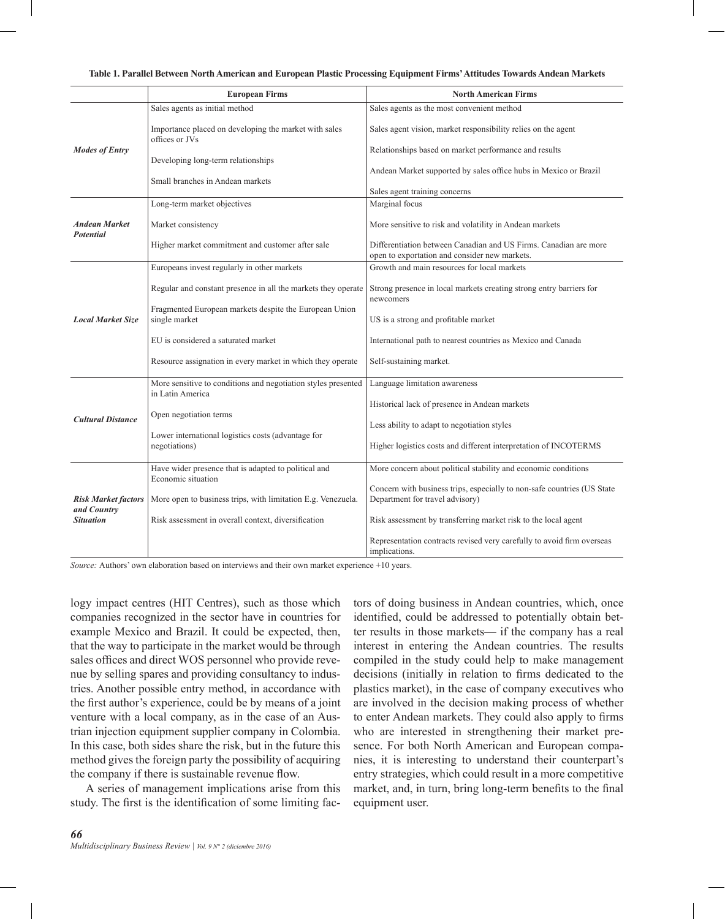**Table 1. Parallel Between North American and European Plastic Processing Equipment Firms' Attitudes Towards Andean Markets**

| | European Firms | North American Firms |
|---|---|---|
| ***Modes of Entry*** | Sales agents as initial method<br><br>Importance placed on developing the market with sales offices or JVs<br><br>Developing long-term relationships<br><br>Small branches in Andean markets | Sales agents as the most convenient method<br><br>Sales agent vision, market responsibility relies on the agent<br><br>Relationships based on market performance and results<br><br>Andean Market supported by sales office hubs in Mexico or Brazil<br><br>Sales agent training concerns |
| ***Andean Market Potential*** | Long-term market objectives<br><br>Market consistency<br><br>Higher market commitment and customer after sale | Marginal focus<br><br>More sensitive to risk and volatility in Andean markets<br><br>Differentiation between Canadian and US Firms. Canadian are more open to exportation and consider new markets. |
| ***Local Market Size*** | Europeans invest regularly in other markets<br><br>Regular and constant presence in all the markets they operate<br><br>Fragmented European markets despite the European Union single market<br><br>EU is considered a saturated market<br><br>Resource assignation in every market in which they operate | Growth and main resources for local markets<br><br>Strong presence in local markets creating strong entry barriers for newcomers<br><br>US is a strong and profitable market<br><br>International path to nearest countries as Mexico and Canada<br><br>Self-sustaining market. |
| ***Cultural Distance*** | More sensitive to conditions and negotiation styles presented in Latin America<br><br>Open negotiation terms<br><br>Lower international logistics costs (advantage for negotiations) | Language limitation awareness<br><br>Historical lack of presence in Andean markets<br><br>Less ability to adapt to negotiation styles<br><br>Higher logistics costs and different interpretation of INCOTERMS |
| ***Risk Market factors and Country Situation*** | Have wider presence that is adapted to political and Economic situation<br><br>More open to business trips, with limitation E.g. Venezuela.<br><br>Risk assessment in overall context, diversification | More concern about political stability and economic conditions<br><br>Concern with business trips, especially to non-safe countries (US State Department for travel advisory)<br><br>Risk assessment by transferring market risk to the local agent<br><br>Representation contracts revised very carefully to avoid firm overseas implications. |

*Source:* Authors' own elaboration based on interviews and their own market experience +10 years.

logy impact centres (HIT Centres), such as those which companies recognized in the sector have in countries for example Mexico and Brazil. It could be expected, then, that the way to participate in the market would be through sales offices and direct WOS personnel who provide revenue by selling spares and providing consultancy to industries. Another possible entry method, in accordance with the first author's experience, could be by means of a joint venture with a local company, as in the case of an Austrian injection equipment supplier company in Colombia. In this case, both sides share the risk, but in the future this method gives the foreign party the possibility of acquiring the company if there is sustainable revenue flow.

A series of management implications arise from this study. The first is the identification of some limiting factors of doing business in Andean countries, which, once identified, could be addressed to potentially obtain better results in those markets— if the company has a real interest in entering the Andean countries. The results compiled in the study could help to make management decisions (initially in relation to firms dedicated to the plastics market), in the case of company executives who are involved in the decision making process of whether to enter Andean markets. They could also apply to firms who are interested in strengthening their market presence. For both North American and European companies, it is interesting to understand their counterpart's entry strategies, which could result in a more competitive market, and, in turn, bring long-term benefits to the final equipment user.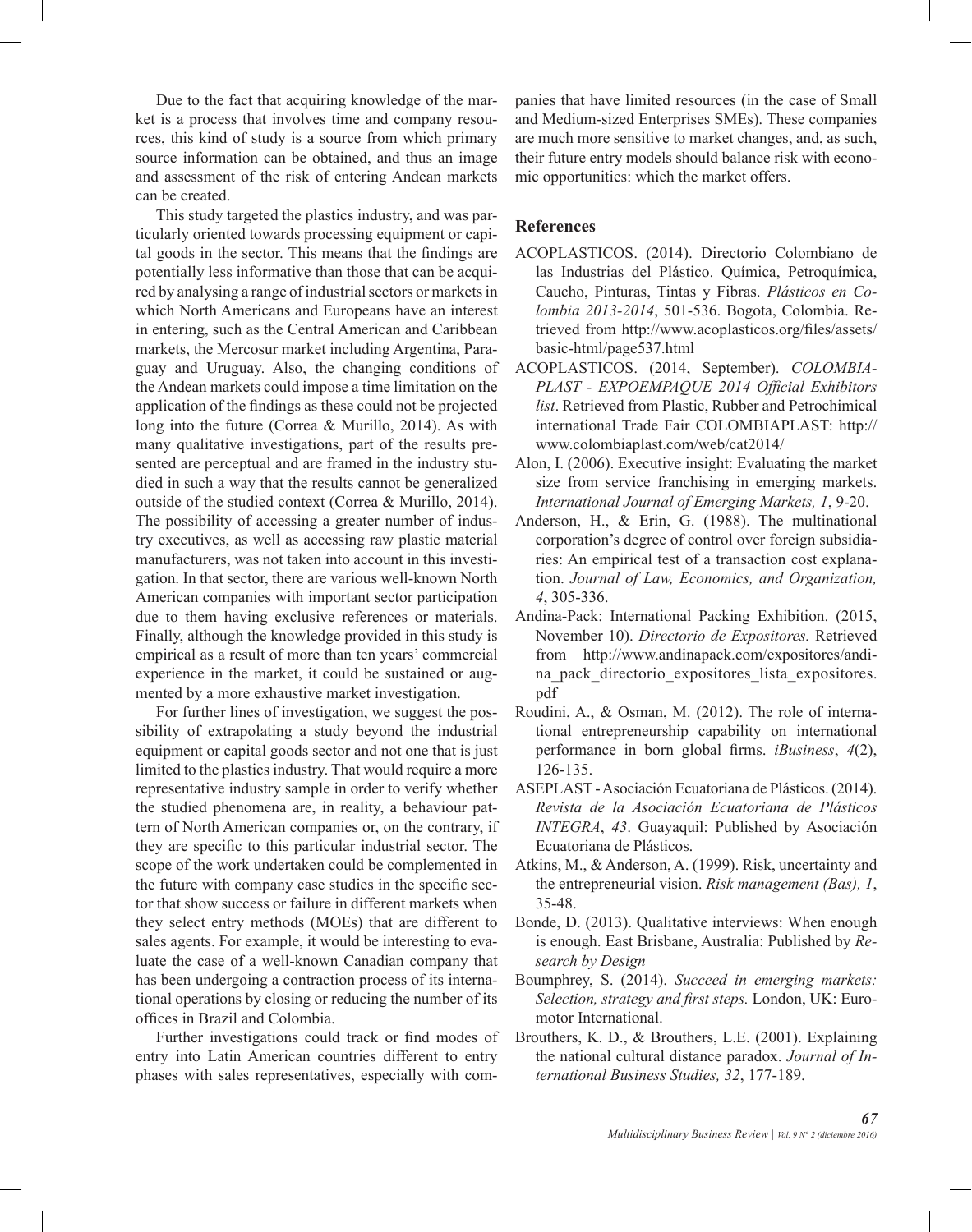Due to the fact that acquiring knowledge of the market is a process that involves time and company resources, this kind of study is a source from which primary source information can be obtained, and thus an image and assessment of the risk of entering Andean markets can be created.

This study targeted the plastics industry, and was particularly oriented towards processing equipment or capital goods in the sector. This means that the findings are potentially less informative than those that can be acquired by analysing a range of industrial sectors or markets in which North Americans and Europeans have an interest in entering, such as the Central American and Caribbean markets, the Mercosur market including Argentina, Paraguay and Uruguay. Also, the changing conditions of the Andean markets could impose a time limitation on the application of the findings as these could not be projected long into the future (Correa & Murillo, 2014). As with many qualitative investigations, part of the results presented are perceptual and are framed in the industry studied in such a way that the results cannot be generalized outside of the studied context (Correa & Murillo, 2014). The possibility of accessing a greater number of industry executives, as well as accessing raw plastic material manufacturers, was not taken into account in this investigation. In that sector, there are various well-known North American companies with important sector participation due to them having exclusive references or materials. Finally, although the knowledge provided in this study is empirical as a result of more than ten years' commercial experience in the market, it could be sustained or augmented by a more exhaustive market investigation.

For further lines of investigation, we suggest the possibility of extrapolating a study beyond the industrial equipment or capital goods sector and not one that is just limited to the plastics industry. That would require a more representative industry sample in order to verify whether the studied phenomena are, in reality, a behaviour pattern of North American companies or, on the contrary, if they are specific to this particular industrial sector. The scope of the work undertaken could be complemented in the future with company case studies in the specific sector that show success or failure in different markets when they select entry methods (MOEs) that are different to sales agents. For example, it would be interesting to evaluate the case of a well-known Canadian company that has been undergoing a contraction process of its international operations by closing or reducing the number of its offices in Brazil and Colombia.

Further investigations could track or find modes of entry into Latin American countries different to entry phases with sales representatives, especially with companies that have limited resources (in the case of Small and Medium-sized Enterprises SMEs). These companies are much more sensitive to market changes, and, as such, their future entry models should balance risk with economic opportunities: which the market offers.

## References

ACOPLASTICOS. (2014). Directorio Colombiano de las Industrias del Plástico. Química, Petroquímica, Caucho, Pinturas, Tintas y Fibras. *Plásticos en Colombia 2013-2014*, 501-536. Bogota, Colombia. Retrieved from http://www.acoplasticos.org/files/assets/basic-html/page537.html

ACOPLASTICOS. (2014, September). *COLOMBIAPLAST - EXPOEMPAQUE 2014 Official Exhibitors list*. Retrieved from Plastic, Rubber and Petrochimical international Trade Fair COLOMBIAPLAST: http://www.colombiaplast.com/web/cat2014/

Alon, I. (2006). Executive insight: Evaluating the market size from service franchising in emerging markets. *International Journal of Emerging Markets, 1*, 9-20.

Anderson, H., & Erin, G. (1988). The multinational corporation's degree of control over foreign subsidiaries: An empirical test of a transaction cost explanation. *Journal of Law, Economics, and Organization, 4*, 305-336.

Andina-Pack: International Packing Exhibition. (2015, November 10). *Directorio de Expositores.* Retrieved from http://www.andinapack.com/expositores/andina_pack_directorio_expositores_lista_expositores.pdf

Roudini, A., & Osman, M. (2012). The role of international entrepreneurship capability on international performance in born global firms. *iBusiness*, *4*(2), 126-135.

ASEPLAST - Asociación Ecuatoriana de Plásticos. (2014). *Revista de la Asociación Ecuatoriana de Plásticos INTEGRA*, *43*. Guayaquil: Published by Asociación Ecuatoriana de Plásticos.

Atkins, M., & Anderson, A. (1999). Risk, uncertainty and the entrepreneurial vision. *Risk management (Bas), 1*, 35-48.

Bonde, D. (2013). Qualitative interviews: When enough is enough. East Brisbane, Australia: Published by *Research by Design*

Boumphrey, S. (2014). *Succeed in emerging markets: Selection, strategy and first steps.* London, UK: Euromotor International.

Brouthers, K. D., & Brouthers, L.E. (2001). Explaining the national cultural distance paradox. *Journal of International Business Studies, 32*, 177-189.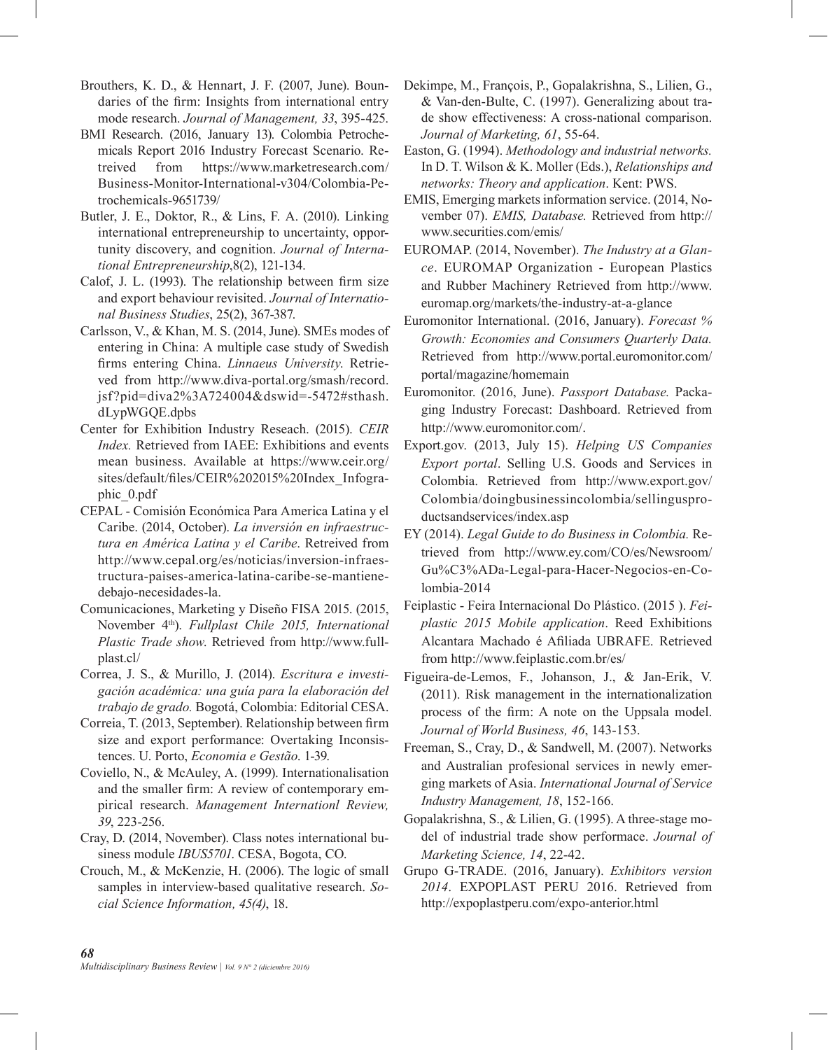Brouthers, K. D., & Hennart, J. F. (2007, June). Boundaries of the firm: Insights from international entry mode research. *Journal of Management, 33*, 395-425.

BMI Research. (2016, January 13). Colombia Petrochemicals Report 2016 Industry Forecast Scenario. Retreived from https://www.marketresearch.com/Business-Monitor-International-v304/Colombia-Petrochemicals-9651739/

Butler, J. E., Doktor, R., & Lins, F. A. (2010). Linking international entrepreneurship to uncertainty, opportunity discovery, and cognition. *Journal of International Entrepreneurship*,8(2), 121-134.

Calof, J. L. (1993). The relationship between firm size and export behaviour revisited. *Journal of International Business Studies*, 25(2), 367-387.

Carlsson, V., & Khan, M. S. (2014, June). SMEs modes of entering in China: A multiple case study of Swedish firms entering China. *Linnaeus University*. Retrieved from http://www.diva-portal.org/smash/record.jsf?pid=diva2%3A724004&dswid=-5472#sthash.dLypWGQE.dpbs

Center for Exhibition Industry Reseach. (2015). *CEIR Index.* Retrieved from IAEE: Exhibitions and events mean business. Available at https://www.ceir.org/sites/default/files/CEIR%202015%20Index_Infographic_0.pdf

CEPAL - Comisión Económica Para America Latina y el Caribe. (2014, October). *La inversión en infraestructura en América Latina y el Caribe*. Retreived from http://www.cepal.org/es/noticias/inversion-infraestructura-paises-america-latina-caribe-se-mantiene-debajo-necesidades-la.

Comunicaciones, Marketing y Diseño FISA 2015. (2015, November 4th). *Fullplast Chile 2015, International Plastic Trade show*. Retrieved from http://www.fullplast.cl/

Correa, J. S., & Murillo, J. (2014). *Escritura e investigación académica: una guía para la elaboración del trabajo de grado.* Bogotá, Colombia: Editorial CESA.

Correia, T. (2013, September). Relationship between firm size and export performance: Overtaking Inconsistences. U. Porto, *Economia e Gestão*. 1-39.

Coviello, N., & McAuley, A. (1999). Internationalisation and the smaller firm: A review of contemporary empirical research. *Management Internationl Review, 39*, 223-256.

Cray, D. (2014, November). Class notes international business module *IBUS5701*. CESA, Bogota, CO.

Crouch, M., & McKenzie, H. (2006). The logic of small samples in interview-based qualitative research. *Social Science Information, 45(4)*, 18.

Dekimpe, M., François, P., Gopalakrishna, S., Lilien, G., & Van-den-Bulte, C. (1997). Generalizing about trade show effectiveness: A cross-national comparison. *Journal of Marketing, 61*, 55-64.

Easton, G. (1994). *Methodology and industrial networks.* In D. T. Wilson & K. Moller (Eds.), *Relationships and networks: Theory and application*. Kent: PWS.

EMIS, Emerging markets information service. (2014, November 07). *EMIS, Database.* Retrieved from http://www.securities.com/emis/

EUROMAP. (2014, November). *The Industry at a Glance*. EUROMAP Organization - European Plastics and Rubber Machinery Retrieved from http://www.euromap.org/markets/the-industry-at-a-glance

Euromonitor International. (2016, January). *Forecast % Growth: Economies and Consumers Quarterly Data.* Retrieved from http://www.portal.euromonitor.com/portal/magazine/homemain

Euromonitor. (2016, June). *Passport Database.* Packaging Industry Forecast: Dashboard. Retrieved from http://www.euromonitor.com/.

Export.gov. (2013, July 15). *Helping US Companies Export portal*. Selling U.S. Goods and Services in Colombia. Retrieved from http://www.export.gov/Colombia/doingbusinessincolombia/sellingusproductsandservices/index.asp

EY (2014). *Legal Guide to do Business in Colombia.* Retrieved from http://www.ey.com/CO/es/Newsroom/Gu%C3%ADa-Legal-para-Hacer-Negocios-en-Colombia-2014

Feiplastic - Feira Internacional Do Plástico. (2015 ). *Feiplastic 2015 Mobile application*. Reed Exhibitions Alcantara Machado é Afiliada UBRAFE. Retrieved from http://www.feiplastic.com.br/es/

Figueira-de-Lemos, F., Johanson, J., & Jan-Erik, V. (2011). Risk management in the internationalization process of the firm: A note on the Uppsala model. *Journal of World Business, 46*, 143-153.

Freeman, S., Cray, D., & Sandwell, M. (2007). Networks and Australian profesional services in newly emerging markets of Asia. *International Journal of Service Industry Management, 18*, 152-166.

Gopalakrishna, S., & Lilien, G. (1995). A three-stage model of industrial trade show performace. *Journal of Marketing Science, 14*, 22-42.

Grupo G-TRADE. (2016, January). *Exhibitors version 2014*. EXPOPLAST PERU 2016. Retrieved from http://expoplastperu.com/expo-anterior.html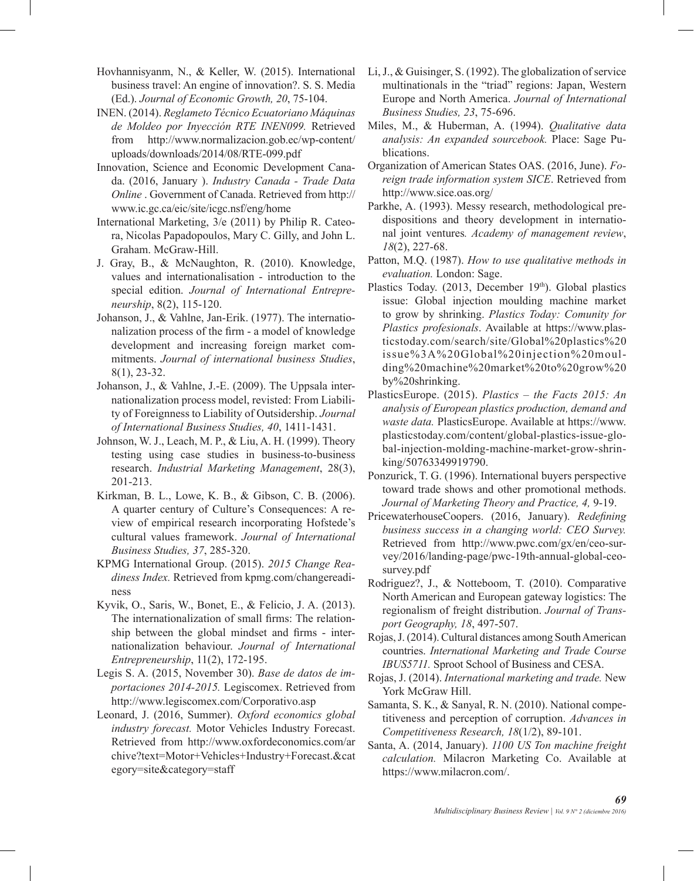Hovhannisyanm, N., & Keller, W. (2015). International business travel: An engine of innovation?. S. S. Media (Ed.). *Journal of Economic Growth, 20*, 75-104.

INEN. (2014). *Reglameto Técnico Ecuatoriano Máquinas de Moldeo por Inyección RTE INEN099.* Retrieved from http://www.normalizacion.gob.ec/wp-content/uploads/downloads/2014/08/RTE-099.pdf

Innovation, Science and Economic Development Canada. (2016, January ). *Industry Canada - Trade Data Online* . Government of Canada. Retrieved from http://www.ic.gc.ca/eic/site/icgc.nsf/eng/home

International Marketing, 3/e (2011) by Philip R. Cateora, Nicolas Papadopoulos, Mary C. Gilly, and John L. Graham. McGraw-Hill.

J. Gray, B., & McNaughton, R. (2010). Knowledge, values and internationalisation - introduction to the special edition. *Journal of International Entrepreneurship*, 8(2), 115-120.

Johanson, J., & Vahlne, Jan-Erik. (1977). The internationalization process of the firm - a model of knowledge development and increasing foreign market commitments. *Journal of international business Studies*, 8(1), 23-32.

Johanson, J., & Vahlne, J.-E. (2009). The Uppsala internationalization process model, revisted: From Liability of Foreignness to Liability of Outsidership. *Journal of International Business Studies, 40*, 1411-1431.

Johnson, W. J., Leach, M. P., & Liu, A. H. (1999). Theory testing using case studies in business-to-business research. *Industrial Marketing Management*, 28(3), 201-213.

Kirkman, B. L., Lowe, K. B., & Gibson, C. B. (2006). A quarter century of Culture's Consequences: A review of empirical research incorporating Hofstede's cultural values framework. *Journal of International Business Studies, 37*, 285-320.

KPMG International Group. (2015). *2015 Change Readiness Index.* Retrieved from kpmg.com/changereadiness

Kyvik, O., Saris, W., Bonet, E., & Felicio, J. A. (2013). The internationalization of small firms: The relationship between the global mindset and firms - internationalization behaviour. *Journal of International Entrepreneurship*, 11(2), 172-195.

Legis S. A. (2015, November 30). *Base de datos de importaciones 2014-2015.* Legiscomex. Retrieved from http://www.legiscomex.com/Corporativo.asp

Leonard, J. (2016, Summer). *Oxford economics global industry forecast.* Motor Vehicles Industry Forecast. Retrieved from http://www.oxfordeconomics.com/archive?text=Motor+Vehicles+Industry+Forecast.&category=site&category=staff

Li, J., & Guisinger, S. (1992). The globalization of service multinationals in the "triad" regions: Japan, Western Europe and North America. *Journal of International Business Studies, 23*, 75-696.

Miles, M., & Huberman, A. (1994). *Qualitative data analysis: An expanded sourcebook.* Place: Sage Publications.

Organization of American States OAS. (2016, June). *Foreign trade information system SICE*. Retrieved from http://www.sice.oas.org/

Parkhe, A. (1993). Messy research, methodological predispositions and theory development in international joint ventures*. Academy of management review*, *18*(2), 227-68.

Patton, M.Q. (1987). *How to use qualitative methods in evaluation.* London: Sage.

Plastics Today. (2013, December 19th). Global plastics issue: Global injection moulding machine market to grow by shrinking. *Plastics Today: Comunity for Plastics profesionals*. Available at https://www.plasticstoday.com/search/site/Global%20plastics%20issue%3A%20Global%20injection%20moulding%20machine%20market%20to%20grow%20by%20shrinking.

PlasticsEurope. (2015). *Plastics – the Facts 2015: An analysis of European plastics production, demand and waste data.* PlasticsEurope. Available at https://www.plasticstoday.com/content/global-plastics-issue-global-injection-molding-machine-market-grow-shrinking/50763349919790.

Ponzurick, T. G. (1996). International buyers perspective toward trade shows and other promotional methods. *Journal of Marketing Theory and Practice, 4,* 9-19.

PricewaterhouseCoopers. (2016, January). *Redefining business success in a changing world: CEO Survey.* Retrieved from http://www.pwc.com/gx/en/ceo-survey/2016/landing-page/pwc-19th-annual-global-ceo-survey.pdf

Rodriguez?, J., & Notteboom, T. (2010). Comparative North American and European gateway logistics: The regionalism of freight distribution. *Journal of Transport Geography, 18*, 497-507.

Rojas, J. (2014). Cultural distances among South American countries. *International Marketing and Trade Course IBUS5711.* Sproot School of Business and CESA.

Rojas, J. (2014). *International marketing and trade.* New York McGraw Hill.

Samanta, S. K., & Sanyal, R. N. (2010). National competitiveness and perception of corruption. *Advances in Competitiveness Research, 18*(1/2), 89-101.

Santa, A. (2014, January). *1100 US Ton machine freight calculation.* Milacron Marketing Co. Available at https://www.milacron.com/.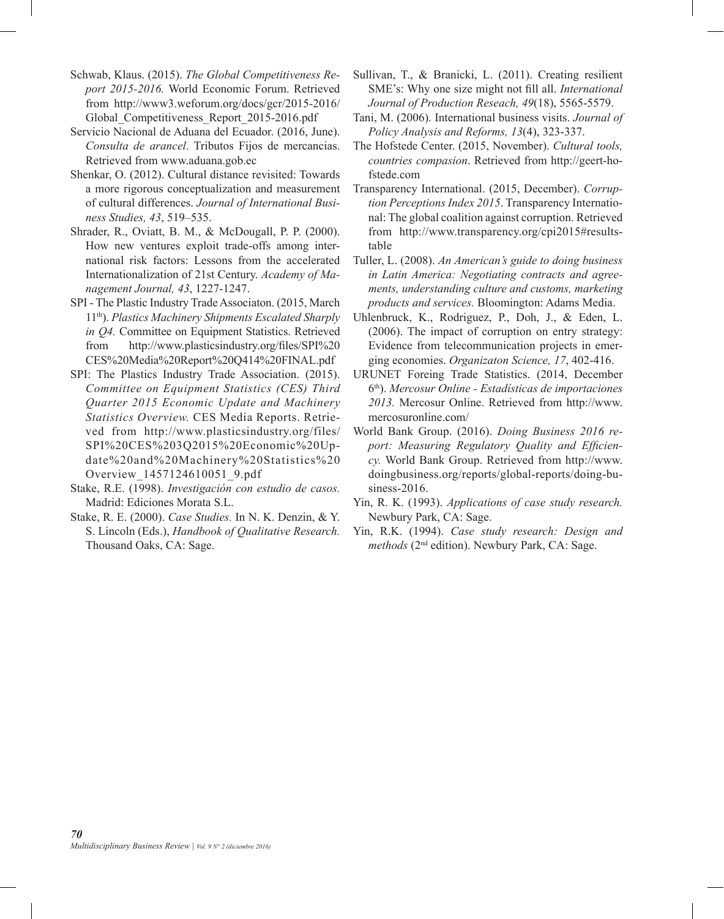Schwab, Klaus. (2015). *The Global Competitiveness Report 2015-2016.* World Economic Forum. Retrieved from http://www3.weforum.org/docs/gcr/2015-2016/Global_Competitiveness_Report_2015-2016.pdf

Servicio Nacional de Aduana del Ecuador. (2016, June). *Consulta de arancel*. Tributos Fijos de mercancias. Retrieved from www.aduana.gob.ec

Shenkar, O. (2012). Cultural distance revisited: Towards a more rigorous conceptualization and measurement of cultural differences. *Journal of International Business Studies, 43*, 519–535.

Shrader, R., Oviatt, B. M., & McDougall, P. P. (2000). How new ventures exploit trade-offs among international risk factors: Lessons from the accelerated Internationalization of 21st Century. *Academy of Management Journal, 43*, 1227-1247.

SPI - The Plastic Industry Trade Associaton. (2015, March 11th). *Plastics Machinery Shipments Escalated Sharply in Q4.* Committee on Equipment Statistics. Retrieved from http://www.plasticsindustry.org/files/SPI%20CES%20Media%20Report%20Q414%20FINAL.pdf

SPI: The Plastics Industry Trade Association. (2015). *Committee on Equipment Statistics (CES) Third Quarter 2015 Economic Update and Machinery Statistics Overview.* CES Media Reports. Retrieved from http://www.plasticsindustry.org/files/SPI%20CES%203Q2015%20Economic%20Update%20and%20Machinery%20Statistics%20Overview_1457124610051_9.pdf

Stake, R.E. (1998). *Investigación con estudio de casos.* Madrid: Ediciones Morata S.L.

Stake, R. E. (2000). *Case Studies.* In N. K. Denzin, & Y. S. Lincoln (Eds.), *Handbook of Qualitative Research.* Thousand Oaks, CA: Sage.

Sullivan, T., & Branicki, L. (2011). Creating resilient SME's: Why one size might not fill all. *International Journal of Production Reseach, 49*(18), 5565-5579.

Tani, M. (2006). International business visits. *Journal of Policy Analysis and Reforms, 13*(4), 323-337.

The Hofstede Center. (2015, November). *Cultural tools, countries compasion*. Retrieved from http://geert-hofstede.com

Transparency International. (2015, December). *Corruption Perceptions Index 2015*. Transparency International: The global coalition against corruption. Retrieved from http://www.transparency.org/cpi2015#results-table

Tuller, L. (2008). *An American's guide to doing business in Latin America: Negotiating contracts and agreements, understanding culture and customs, marketing products and services.* Bloomington: Adams Media.

Uhlenbruck, K., Rodriguez, P., Doh, J., & Eden, L. (2006). The impact of corruption on entry strategy: Evidence from telecommunication projects in emerging economies. *Organizaton Science, 17*, 402-416.

URUNET Foreing Trade Statistics. (2014, December 6th). *Mercosur Online - Estadísticas de importaciones 2013.* Mercosur Online. Retrieved from http://www.mercosuronline.com/

World Bank Group. (2016). *Doing Business 2016 report: Measuring Regulatory Quality and Efficiency.* World Bank Group. Retrieved from http://www.doingbusiness.org/reports/global-reports/doing-business-2016.

Yin, R. K. (1993). *Applications of case study research.* Newbury Park, CA: Sage.

Yin, R.K. (1994). *Case study research: Design and methods* (2nd edition). Newbury Park, CA: Sage.